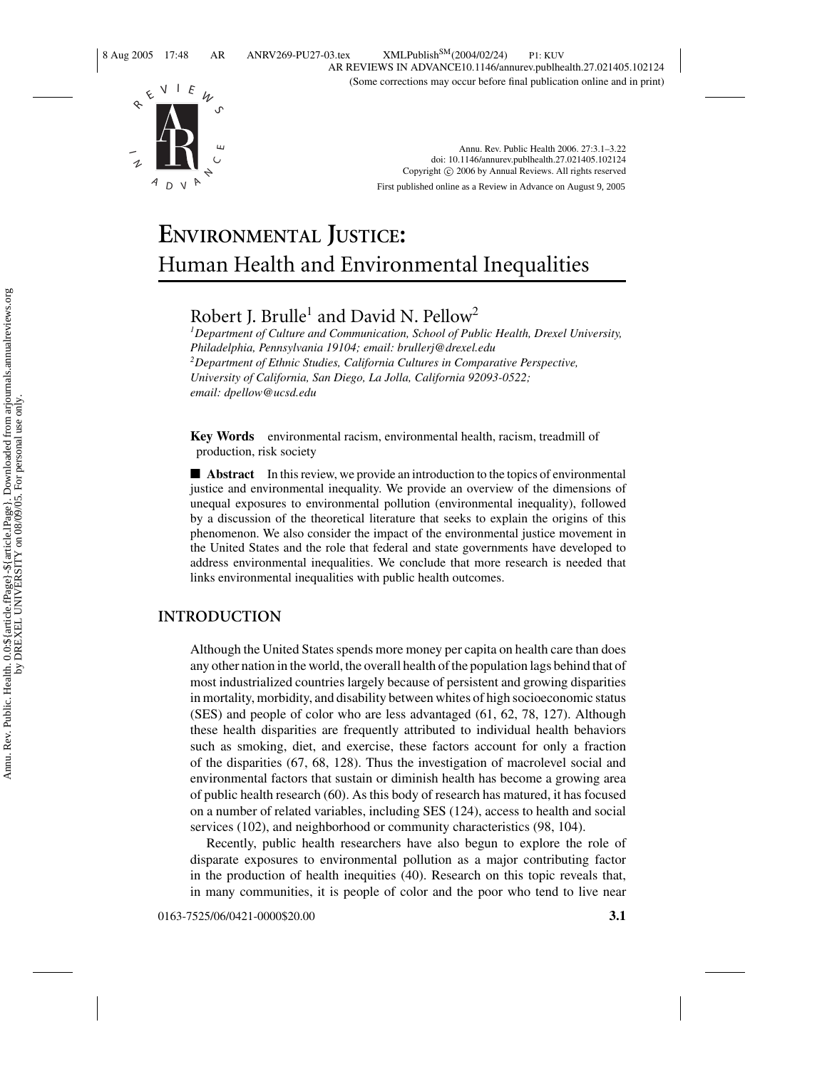# ENVIRONMENTAL JUSTICE: Human Health and Environmental Inequalities

Robert J. Brulle[1] and David N. Pellow[2]

[1]*Department of Culture and Communication, School of Public Health, Drexel University, Philadelphia, Pennsylvania 19104; email: brullerj@drexel.edu*
[2]*Department of Ethnic Studies, California Cultures in Comparative Perspective, University of California, San Diego, La Jolla, California 92093-0522; email: dpellow@ucsd.edu*

**Key Words** environmental racism, environmental health, racism, treadmill of production, risk society

■ **Abstract** In this review, we provide an introduction to the topics of environmental justice and environmental inequality. We provide an overview of the dimensions of unequal exposures to environmental pollution (environmental inequality), followed by a discussion of the theoretical literature that seeks to explain the origins of this phenomenon. We also consider the impact of the environmental justice movement in the United States and the role that federal and state governments have developed to address environmental inequalities. We conclude that more research is needed that links environmental inequalities with public health outcomes.

## INTRODUCTION

Although the United States spends more money per capita on health care than does any other nation in the world, the overall health of the population lags behind that of most industrialized countries largely because of persistent and growing disparities in mortality, morbidity, and disability between whites of high socioeconomic status (SES) and people of color who are less advantaged (61, 62, 78, 127). Although these health disparities are frequently attributed to individual health behaviors such as smoking, diet, and exercise, these factors account for only a fraction of the disparities (67, 68, 128). Thus the investigation of macrolevel social and environmental factors that sustain or diminish health has become a growing area of public health research (60). As this body of research has matured, it has focused on a number of related variables, including SES (124), access to health and social services (102), and neighborhood or community characteristics (98, 104).

Recently, public health researchers have also begun to explore the role of disparate exposures to environmental pollution as a major contributing factor in the production of health inequities (40). Research on this topic reveals that, in many communities, it is people of color and the poor who tend to live near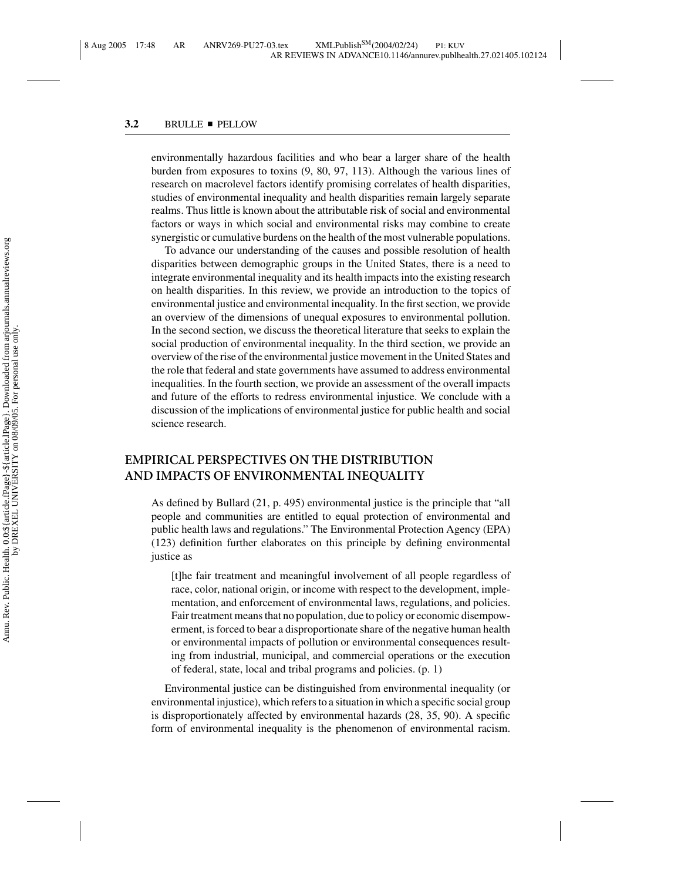environmentally hazardous facilities and who bear a larger share of the health burden from exposures to toxins (9, 80, 97, 113). Although the various lines of research on macrolevel factors identify promising correlates of health disparities, studies of environmental inequality and health disparities remain largely separate realms. Thus little is known about the attributable risk of social and environmental factors or ways in which social and environmental risks may combine to create synergistic or cumulative burdens on the health of the most vulnerable populations.

To advance our understanding of the causes and possible resolution of health disparities between demographic groups in the United States, there is a need to integrate environmental inequality and its health impacts into the existing research on health disparities. In this review, we provide an introduction to the topics of environmental justice and environmental inequality. In the first section, we provide an overview of the dimensions of unequal exposures to environmental pollution. In the second section, we discuss the theoretical literature that seeks to explain the social production of environmental inequality. In the third section, we provide an overview of the rise of the environmental justice movement in the United States and the role that federal and state governments have assumed to address environmental inequalities. In the fourth section, we provide an assessment of the overall impacts and future of the efforts to redress environmental injustice. We conclude with a discussion of the implications of environmental justice for public health and social science research.

## EMPIRICAL PERSPECTIVES ON THE DISTRIBUTION AND IMPACTS OF ENVIRONMENTAL INEQUALITY

As defined by Bullard (21, p. 495) environmental justice is the principle that "all people and communities are entitled to equal protection of environmental and public health laws and regulations." The Environmental Protection Agency (EPA) (123) definition further elaborates on this principle by defining environmental justice as

> [t]he fair treatment and meaningful involvement of all people regardless of race, color, national origin, or income with respect to the development, implementation, and enforcement of environmental laws, regulations, and policies. Fair treatment means that no population, due to policy or economic disempowerment, is forced to bear a disproportionate share of the negative human health or environmental impacts of pollution or environmental consequences resulting from industrial, municipal, and commercial operations or the execution of federal, state, local and tribal programs and policies. (p. 1)

Environmental justice can be distinguished from environmental inequality (or environmental injustice), which refers to a situation in which a specific social group is disproportionately affected by environmental hazards (28, 35, 90). A specific form of environmental inequality is the phenomenon of environmental racism.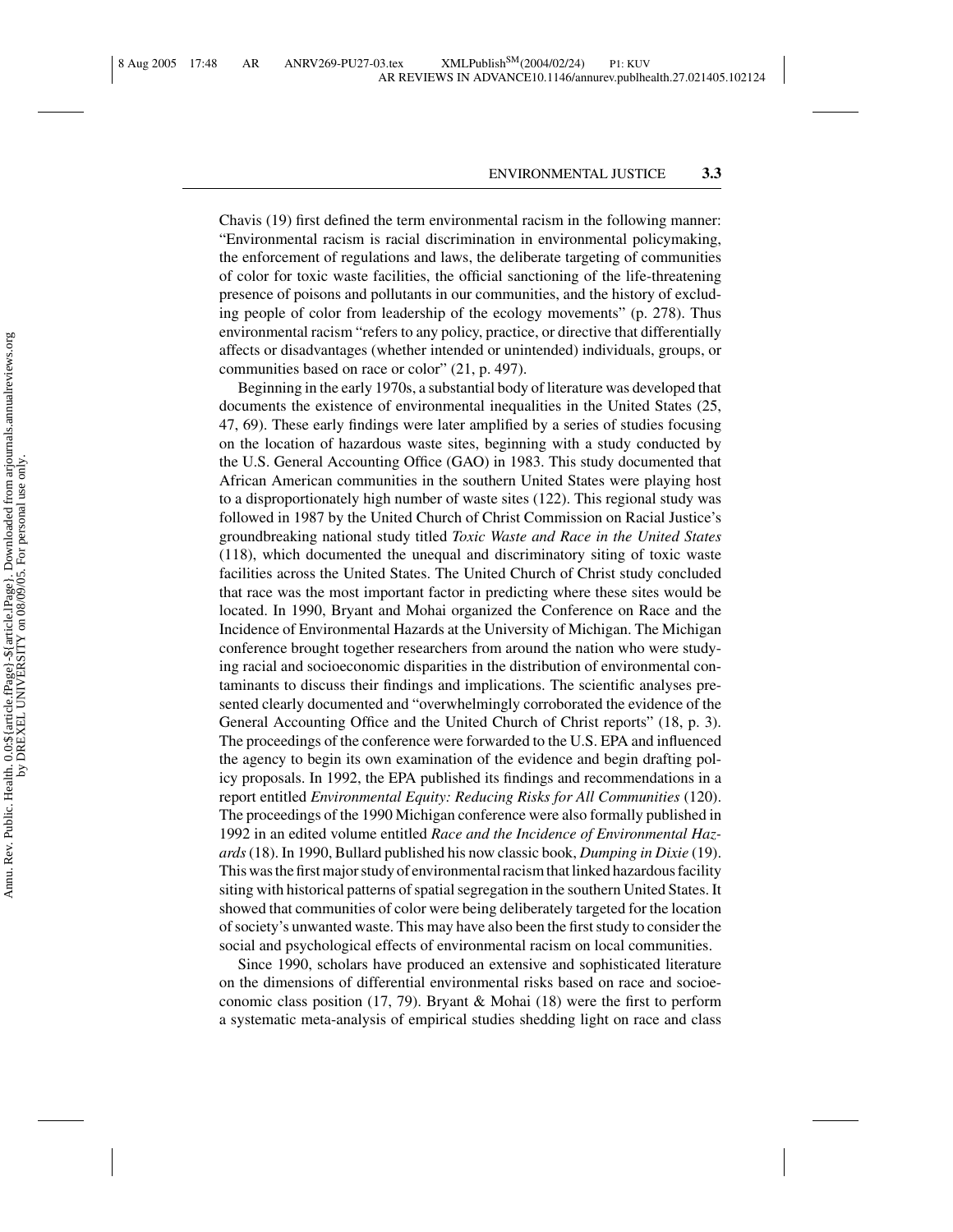Chavis (19) first defined the term environmental racism in the following manner: "Environmental racism is racial discrimination in environmental policymaking, the enforcement of regulations and laws, the deliberate targeting of communities of color for toxic waste facilities, the official sanctioning of the life-threatening presence of poisons and pollutants in our communities, and the history of excluding people of color from leadership of the ecology movements" (p. 278). Thus environmental racism "refers to any policy, practice, or directive that differentially affects or disadvantages (whether intended or unintended) individuals, groups, or communities based on race or color" (21, p. 497).

Beginning in the early 1970s, a substantial body of literature was developed that documents the existence of environmental inequalities in the United States (25, 47, 69). These early findings were later amplified by a series of studies focusing on the location of hazardous waste sites, beginning with a study conducted by the U.S. General Accounting Office (GAO) in 1983. This study documented that African American communities in the southern United States were playing host to a disproportionately high number of waste sites (122). This regional study was followed in 1987 by the United Church of Christ Commission on Racial Justice's groundbreaking national study titled *Toxic Waste and Race in the United States* (118), which documented the unequal and discriminatory siting of toxic waste facilities across the United States. The United Church of Christ study concluded that race was the most important factor in predicting where these sites would be located. In 1990, Bryant and Mohai organized the Conference on Race and the Incidence of Environmental Hazards at the University of Michigan. The Michigan conference brought together researchers from around the nation who were studying racial and socioeconomic disparities in the distribution of environmental contaminants to discuss their findings and implications. The scientific analyses presented clearly documented and "overwhelmingly corroborated the evidence of the General Accounting Office and the United Church of Christ reports" (18, p. 3). The proceedings of the conference were forwarded to the U.S. EPA and influenced the agency to begin its own examination of the evidence and begin drafting policy proposals. In 1992, the EPA published its findings and recommendations in a report entitled *Environmental Equity: Reducing Risks for All Communities* (120). The proceedings of the 1990 Michigan conference were also formally published in 1992 in an edited volume entitled *Race and the Incidence of Environmental Hazards* (18). In 1990, Bullard published his now classic book, *Dumping in Dixie* (19). This was the first major study of environmental racism that linked hazardous facility siting with historical patterns of spatial segregation in the southern United States. It showed that communities of color were being deliberately targeted for the location of society's unwanted waste. This may have also been the first study to consider the social and psychological effects of environmental racism on local communities.

Since 1990, scholars have produced an extensive and sophisticated literature on the dimensions of differential environmental risks based on race and socioeconomic class position (17, 79). Bryant & Mohai (18) were the first to perform a systematic meta-analysis of empirical studies shedding light on race and class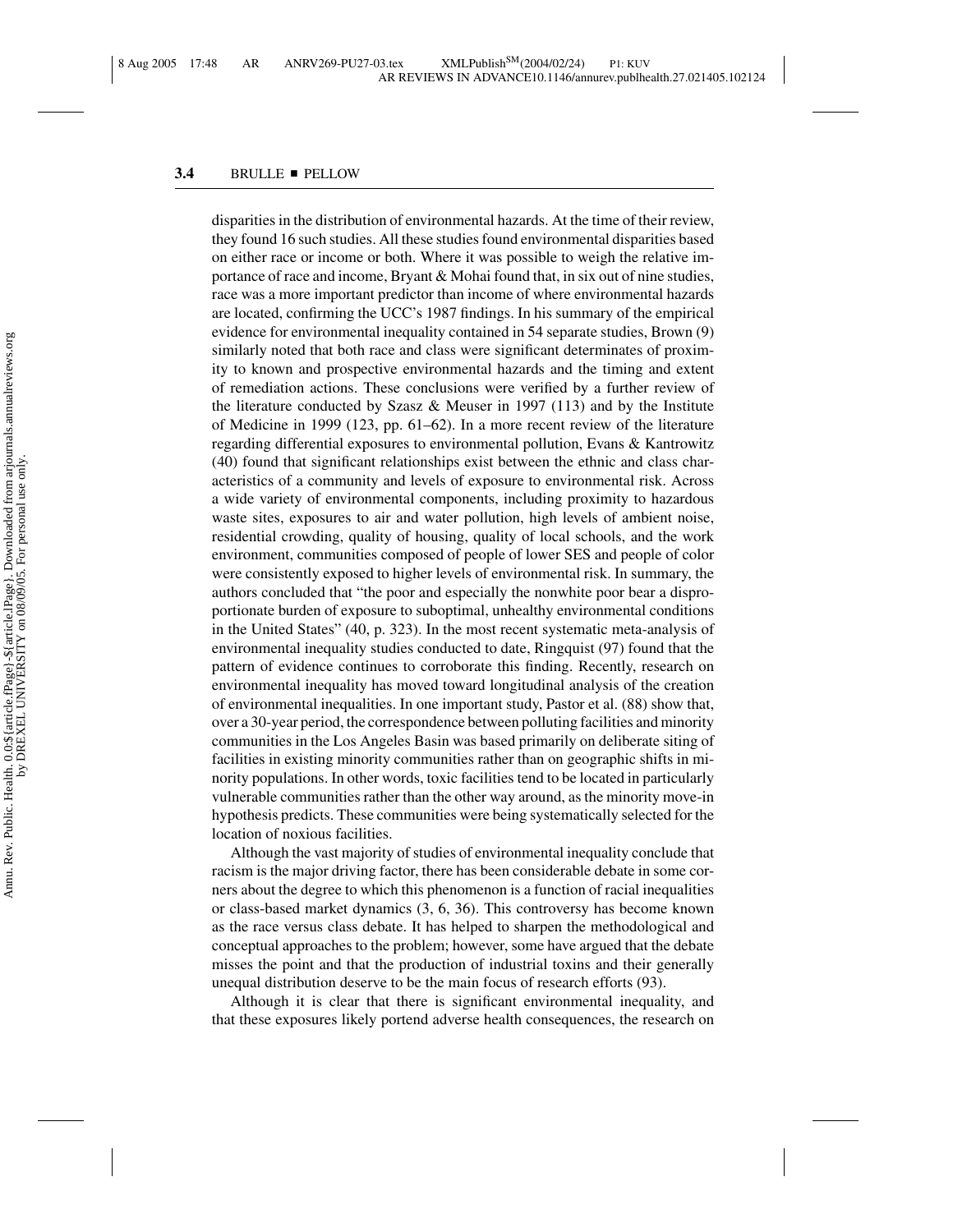disparities in the distribution of environmental hazards. At the time of their review, they found 16 such studies. All these studies found environmental disparities based on either race or income or both. Where it was possible to weigh the relative importance of race and income, Bryant & Mohai found that, in six out of nine studies, race was a more important predictor than income of where environmental hazards are located, confirming the UCC's 1987 findings. In his summary of the empirical evidence for environmental inequality contained in 54 separate studies, Brown (9) similarly noted that both race and class were significant determinates of proximity to known and prospective environmental hazards and the timing and extent of remediation actions. These conclusions were verified by a further review of the literature conducted by Szasz & Meuser in 1997 (113) and by the Institute of Medicine in 1999 (123, pp. 61–62). In a more recent review of the literature regarding differential exposures to environmental pollution, Evans & Kantrowitz (40) found that significant relationships exist between the ethnic and class characteristics of a community and levels of exposure to environmental risk. Across a wide variety of environmental components, including proximity to hazardous waste sites, exposures to air and water pollution, high levels of ambient noise, residential crowding, quality of housing, quality of local schools, and the work environment, communities composed of people of lower SES and people of color were consistently exposed to higher levels of environmental risk. In summary, the authors concluded that "the poor and especially the nonwhite poor bear a disproportionate burden of exposure to suboptimal, unhealthy environmental conditions in the United States" (40, p. 323). In the most recent systematic meta-analysis of environmental inequality studies conducted to date, Ringquist (97) found that the pattern of evidence continues to corroborate this finding. Recently, research on environmental inequality has moved toward longitudinal analysis of the creation of environmental inequalities. In one important study, Pastor et al. (88) show that, over a 30-year period, the correspondence between polluting facilities and minority communities in the Los Angeles Basin was based primarily on deliberate siting of facilities in existing minority communities rather than on geographic shifts in minority populations. In other words, toxic facilities tend to be located in particularly vulnerable communities rather than the other way around, as the minority move-in hypothesis predicts. These communities were being systematically selected for the location of noxious facilities.

Although the vast majority of studies of environmental inequality conclude that racism is the major driving factor, there has been considerable debate in some corners about the degree to which this phenomenon is a function of racial inequalities or class-based market dynamics (3, 6, 36). This controversy has become known as the race versus class debate. It has helped to sharpen the methodological and conceptual approaches to the problem; however, some have argued that the debate misses the point and that the production of industrial toxins and their generally unequal distribution deserve to be the main focus of research efforts (93).

Although it is clear that there is significant environmental inequality, and that these exposures likely portend adverse health consequences, the research on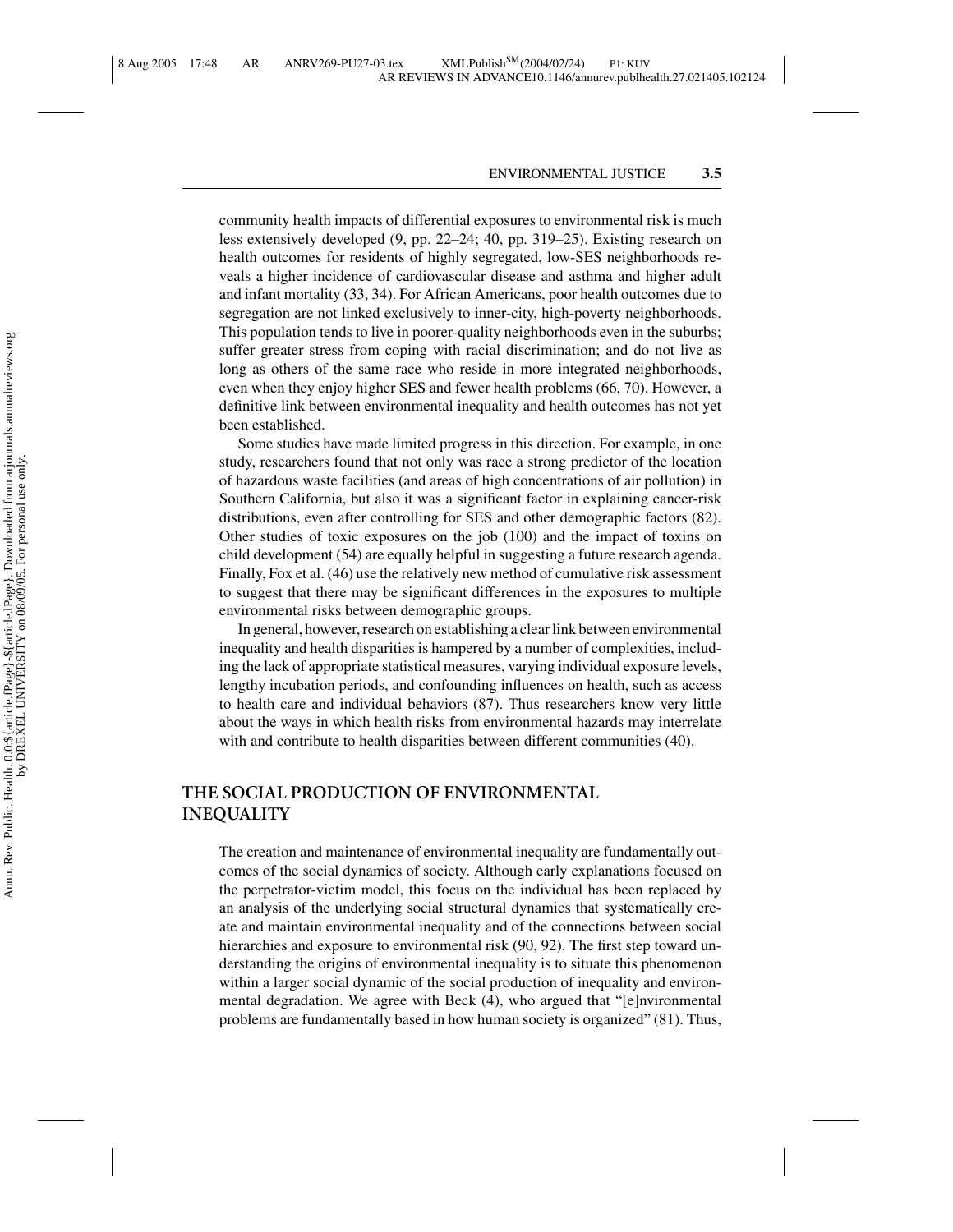community health impacts of differential exposures to environmental risk is much less extensively developed (9, pp. 22–24; 40, pp. 319–25). Existing research on health outcomes for residents of highly segregated, low-SES neighborhoods reveals a higher incidence of cardiovascular disease and asthma and higher adult and infant mortality (33, 34). For African Americans, poor health outcomes due to segregation are not linked exclusively to inner-city, high-poverty neighborhoods. This population tends to live in poorer-quality neighborhoods even in the suburbs; suffer greater stress from coping with racial discrimination; and do not live as long as others of the same race who reside in more integrated neighborhoods, even when they enjoy higher SES and fewer health problems (66, 70). However, a definitive link between environmental inequality and health outcomes has not yet been established.

Some studies have made limited progress in this direction. For example, in one study, researchers found that not only was race a strong predictor of the location of hazardous waste facilities (and areas of high concentrations of air pollution) in Southern California, but also it was a significant factor in explaining cancer-risk distributions, even after controlling for SES and other demographic factors (82). Other studies of toxic exposures on the job (100) and the impact of toxins on child development (54) are equally helpful in suggesting a future research agenda. Finally, Fox et al. (46) use the relatively new method of cumulative risk assessment to suggest that there may be significant differences in the exposures to multiple environmental risks between demographic groups.

In general, however, research on establishing a clear link between environmental inequality and health disparities is hampered by a number of complexities, including the lack of appropriate statistical measures, varying individual exposure levels, lengthy incubation periods, and confounding influences on health, such as access to health care and individual behaviors (87). Thus researchers know very little about the ways in which health risks from environmental hazards may interrelate with and contribute to health disparities between different communities (40).

## THE SOCIAL PRODUCTION OF ENVIRONMENTAL INEQUALITY

The creation and maintenance of environmental inequality are fundamentally outcomes of the social dynamics of society. Although early explanations focused on the perpetrator-victim model, this focus on the individual has been replaced by an analysis of the underlying social structural dynamics that systematically create and maintain environmental inequality and of the connections between social hierarchies and exposure to environmental risk (90, 92). The first step toward understanding the origins of environmental inequality is to situate this phenomenon within a larger social dynamic of the social production of inequality and environmental degradation. We agree with Beck (4), who argued that "[e]nvironmental problems are fundamentally based in how human society is organized" (81). Thus,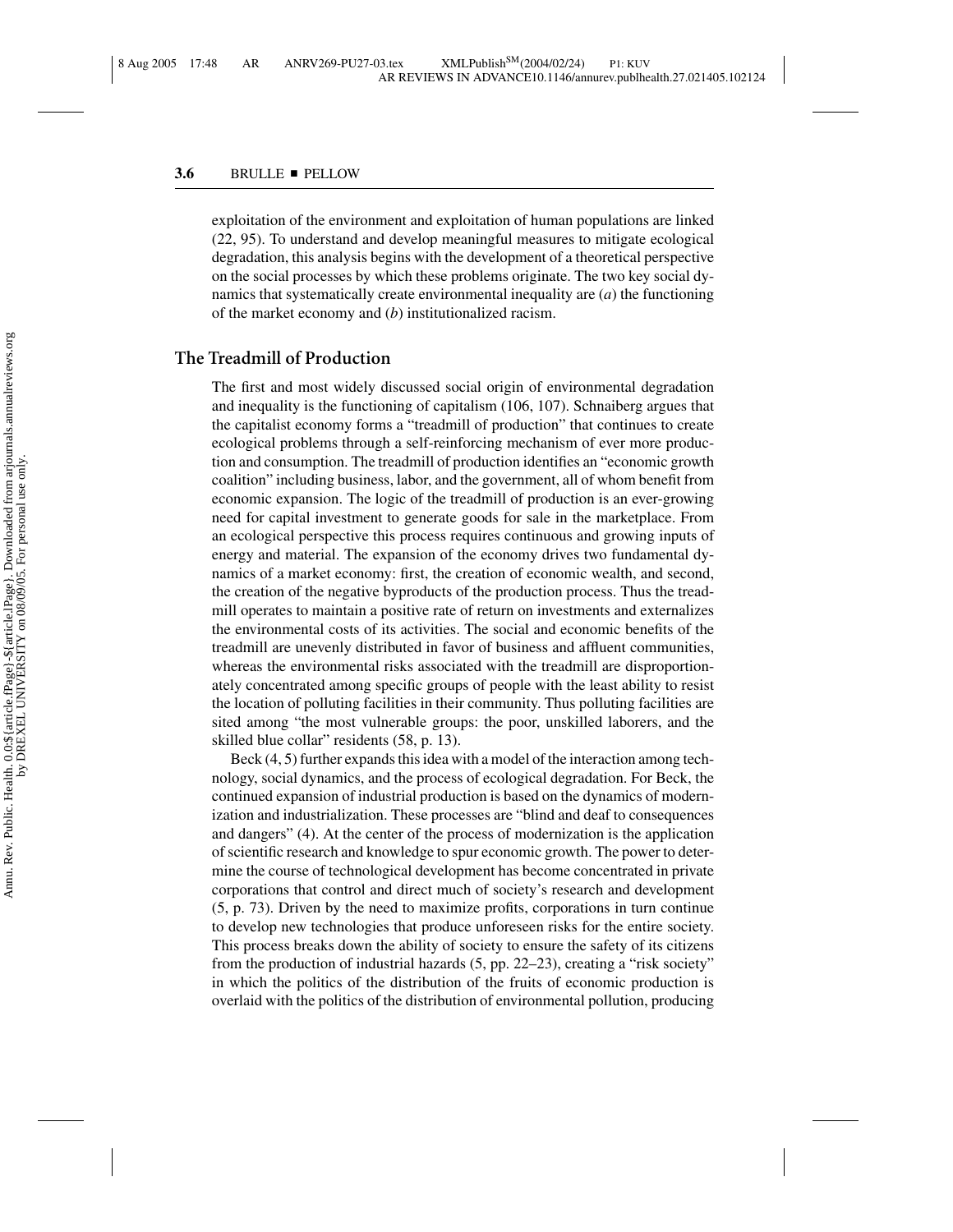exploitation of the environment and exploitation of human populations are linked (22, 95). To understand and develop meaningful measures to mitigate ecological degradation, this analysis begins with the development of a theoretical perspective on the social processes by which these problems originate. The two key social dynamics that systematically create environmental inequality are (*a*) the functioning of the market economy and (*b*) institutionalized racism.

## The Treadmill of Production

The first and most widely discussed social origin of environmental degradation and inequality is the functioning of capitalism (106, 107). Schnaiberg argues that the capitalist economy forms a "treadmill of production" that continues to create ecological problems through a self-reinforcing mechanism of ever more production and consumption. The treadmill of production identifies an "economic growth coalition" including business, labor, and the government, all of whom benefit from economic expansion. The logic of the treadmill of production is an ever-growing need for capital investment to generate goods for sale in the marketplace. From an ecological perspective this process requires continuous and growing inputs of energy and material. The expansion of the economy drives two fundamental dynamics of a market economy: first, the creation of economic wealth, and second, the creation of the negative byproducts of the production process. Thus the treadmill operates to maintain a positive rate of return on investments and externalizes the environmental costs of its activities. The social and economic benefits of the treadmill are unevenly distributed in favor of business and affluent communities, whereas the environmental risks associated with the treadmill are disproportionately concentrated among specific groups of people with the least ability to resist the location of polluting facilities in their community. Thus polluting facilities are sited among "the most vulnerable groups: the poor, unskilled laborers, and the skilled blue collar" residents (58, p. 13).

Beck (4, 5) further expands this idea with a model of the interaction among technology, social dynamics, and the process of ecological degradation. For Beck, the continued expansion of industrial production is based on the dynamics of modernization and industrialization. These processes are "blind and deaf to consequences and dangers" (4). At the center of the process of modernization is the application of scientific research and knowledge to spur economic growth. The power to determine the course of technological development has become concentrated in private corporations that control and direct much of society's research and development (5, p. 73). Driven by the need to maximize profits, corporations in turn continue to develop new technologies that produce unforeseen risks for the entire society. This process breaks down the ability of society to ensure the safety of its citizens from the production of industrial hazards (5, pp. 22–23), creating a "risk society" in which the politics of the distribution of the fruits of economic production is overlaid with the politics of the distribution of environmental pollution, producing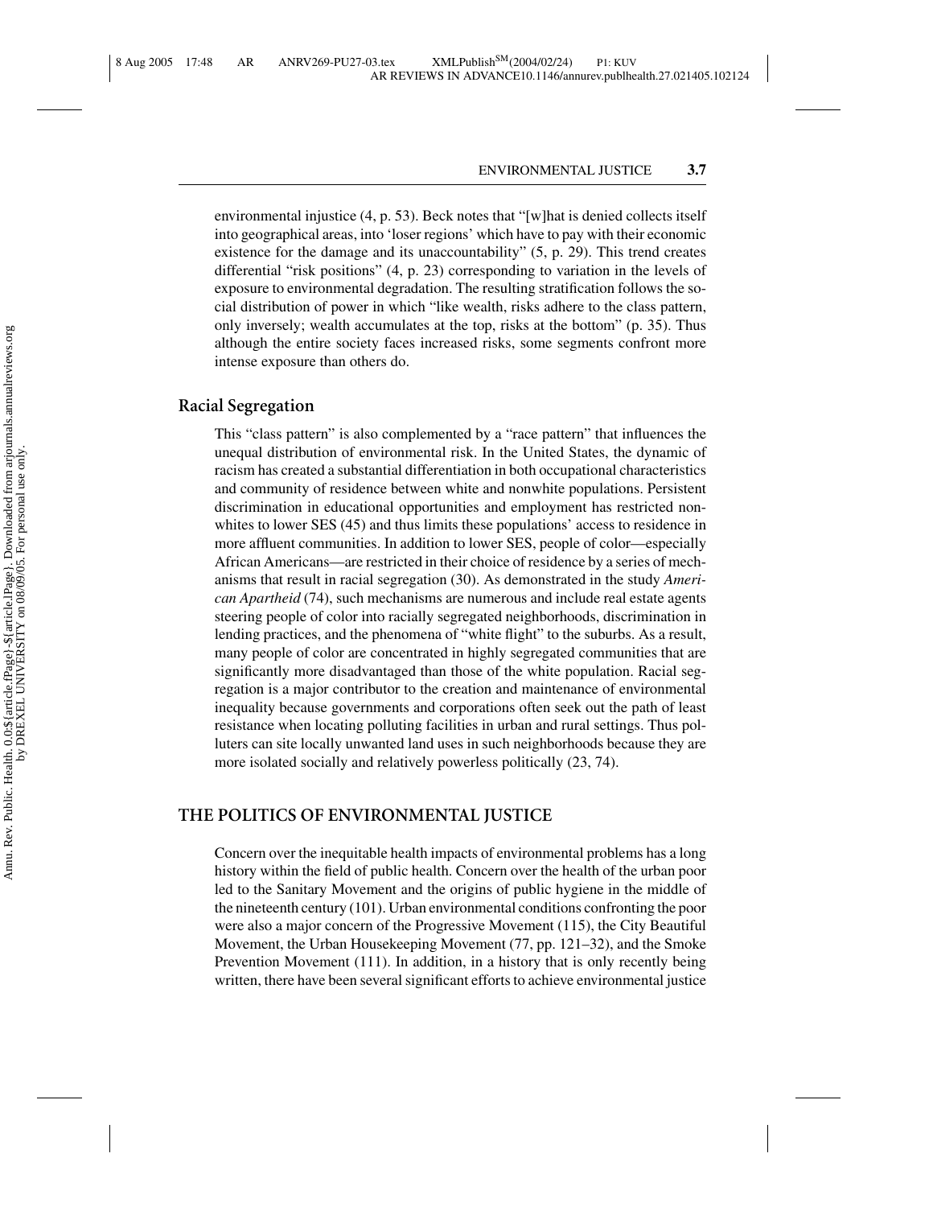environmental injustice (4, p. 53). Beck notes that "[w]hat is denied collects itself into geographical areas, into 'loser regions' which have to pay with their economic existence for the damage and its unaccountability" (5, p. 29). This trend creates differential "risk positions" (4, p. 23) corresponding to variation in the levels of exposure to environmental degradation. The resulting stratification follows the social distribution of power in which "like wealth, risks adhere to the class pattern, only inversely; wealth accumulates at the top, risks at the bottom" (p. 35). Thus although the entire society faces increased risks, some segments confront more intense exposure than others do.

### Racial Segregation

This "class pattern" is also complemented by a "race pattern" that influences the unequal distribution of environmental risk. In the United States, the dynamic of racism has created a substantial differentiation in both occupational characteristics and community of residence between white and nonwhite populations. Persistent discrimination in educational opportunities and employment has restricted nonwhites to lower SES (45) and thus limits these populations' access to residence in more affluent communities. In addition to lower SES, people of color—especially African Americans—are restricted in their choice of residence by a series of mechanisms that result in racial segregation (30). As demonstrated in the study *American Apartheid* (74), such mechanisms are numerous and include real estate agents steering people of color into racially segregated neighborhoods, discrimination in lending practices, and the phenomena of "white flight" to the suburbs. As a result, many people of color are concentrated in highly segregated communities that are significantly more disadvantaged than those of the white population. Racial segregation is a major contributor to the creation and maintenance of environmental inequality because governments and corporations often seek out the path of least resistance when locating polluting facilities in urban and rural settings. Thus polluters can site locally unwanted land uses in such neighborhoods because they are more isolated socially and relatively powerless politically (23, 74).

## THE POLITICS OF ENVIRONMENTAL JUSTICE

Concern over the inequitable health impacts of environmental problems has a long history within the field of public health. Concern over the health of the urban poor led to the Sanitary Movement and the origins of public hygiene in the middle of the nineteenth century (101). Urban environmental conditions confronting the poor were also a major concern of the Progressive Movement (115), the City Beautiful Movement, the Urban Housekeeping Movement (77, pp. 121–32), and the Smoke Prevention Movement (111). In addition, in a history that is only recently being written, there have been several significant efforts to achieve environmental justice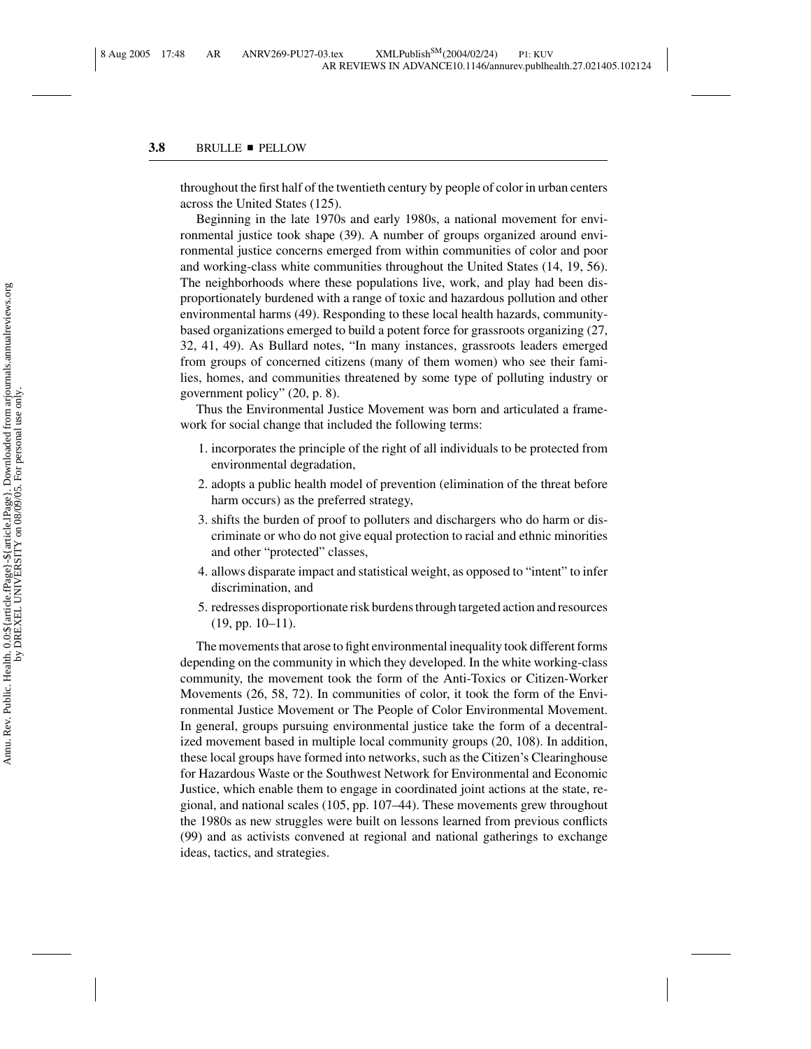throughout the first half of the twentieth century by people of color in urban centers across the United States (125).

Beginning in the late 1970s and early 1980s, a national movement for environmental justice took shape (39). A number of groups organized around environmental justice concerns emerged from within communities of color and poor and working-class white communities throughout the United States (14, 19, 56). The neighborhoods where these populations live, work, and play had been disproportionately burdened with a range of toxic and hazardous pollution and other environmental harms (49). Responding to these local health hazards, community-based organizations emerged to build a potent force for grassroots organizing (27, 32, 41, 49). As Bullard notes, "In many instances, grassroots leaders emerged from groups of concerned citizens (many of them women) who see their families, homes, and communities threatened by some type of polluting industry or government policy" (20, p. 8).

Thus the Environmental Justice Movement was born and articulated a framework for social change that included the following terms:

1. incorporates the principle of the right of all individuals to be protected from environmental degradation,
2. adopts a public health model of prevention (elimination of the threat before harm occurs) as the preferred strategy,
3. shifts the burden of proof to polluters and dischargers who do harm or discriminate or who do not give equal protection to racial and ethnic minorities and other "protected" classes,
4. allows disparate impact and statistical weight, as opposed to "intent" to infer discrimination, and
5. redresses disproportionate risk burdens through targeted action and resources (19, pp. 10–11).

The movements that arose to fight environmental inequality took different forms depending on the community in which they developed. In the white working-class community, the movement took the form of the Anti-Toxics or Citizen-Worker Movements (26, 58, 72). In communities of color, it took the form of the Environmental Justice Movement or The People of Color Environmental Movement. In general, groups pursuing environmental justice take the form of a decentralized movement based in multiple local community groups (20, 108). In addition, these local groups have formed into networks, such as the Citizen's Clearinghouse for Hazardous Waste or the Southwest Network for Environmental and Economic Justice, which enable them to engage in coordinated joint actions at the state, regional, and national scales (105, pp. 107–44). These movements grew throughout the 1980s as new struggles were built on lessons learned from previous conflicts (99) and as activists convened at regional and national gatherings to exchange ideas, tactics, and strategies.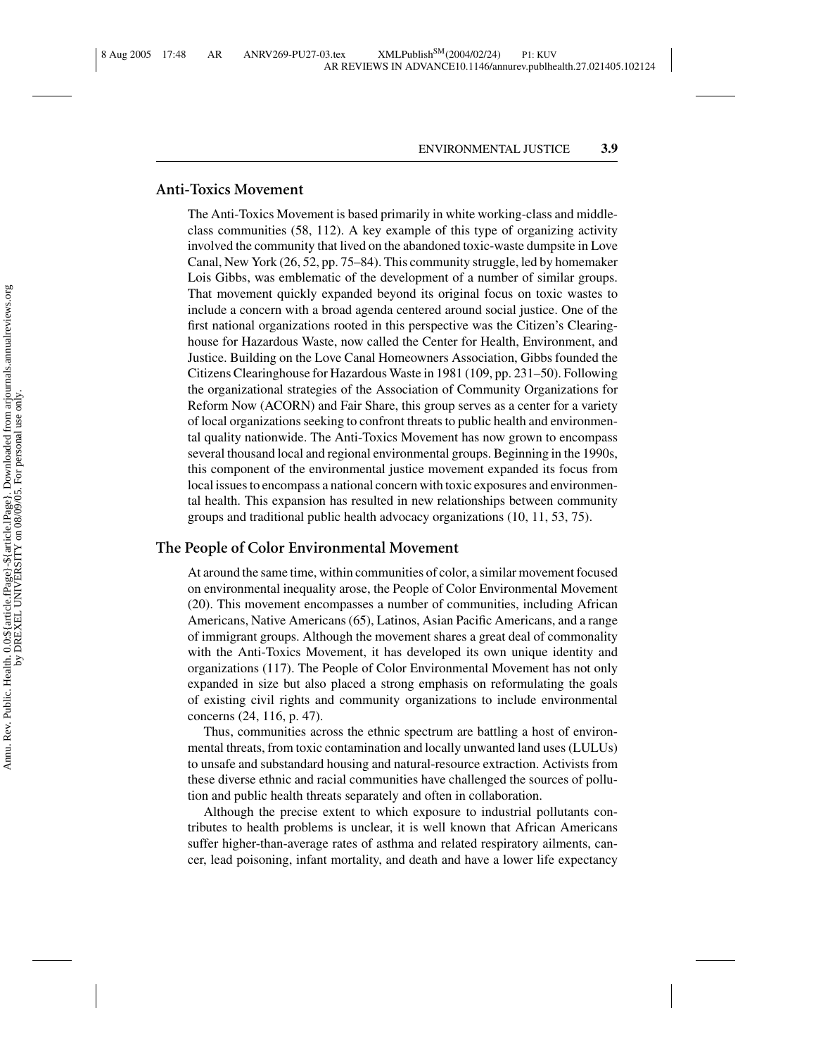## Anti-Toxics Movement

The Anti-Toxics Movement is based primarily in white working-class and middle-class communities (58, 112). A key example of this type of organizing activity involved the community that lived on the abandoned toxic-waste dumpsite in Love Canal, New York (26, 52, pp. 75–84). This community struggle, led by homemaker Lois Gibbs, was emblematic of the development of a number of similar groups. That movement quickly expanded beyond its original focus on toxic wastes to include a concern with a broad agenda centered around social justice. One of the first national organizations rooted in this perspective was the Citizen's Clearinghouse for Hazardous Waste, now called the Center for Health, Environment, and Justice. Building on the Love Canal Homeowners Association, Gibbs founded the Citizens Clearinghouse for Hazardous Waste in 1981 (109, pp. 231–50). Following the organizational strategies of the Association of Community Organizations for Reform Now (ACORN) and Fair Share, this group serves as a center for a variety of local organizations seeking to confront threats to public health and environmental quality nationwide. The Anti-Toxics Movement has now grown to encompass several thousand local and regional environmental groups. Beginning in the 1990s, this component of the environmental justice movement expanded its focus from local issues to encompass a national concern with toxic exposures and environmental health. This expansion has resulted in new relationships between community groups and traditional public health advocacy organizations (10, 11, 53, 75).

## The People of Color Environmental Movement

At around the same time, within communities of color, a similar movement focused on environmental inequality arose, the People of Color Environmental Movement (20). This movement encompasses a number of communities, including African Americans, Native Americans (65), Latinos, Asian Pacific Americans, and a range of immigrant groups. Although the movement shares a great deal of commonality with the Anti-Toxics Movement, it has developed its own unique identity and organizations (117). The People of Color Environmental Movement has not only expanded in size but also placed a strong emphasis on reformulating the goals of existing civil rights and community organizations to include environmental concerns (24, 116, p. 47).

Thus, communities across the ethnic spectrum are battling a host of environmental threats, from toxic contamination and locally unwanted land uses (LULUs) to unsafe and substandard housing and natural-resource extraction. Activists from these diverse ethnic and racial communities have challenged the sources of pollution and public health threats separately and often in collaboration.

Although the precise extent to which exposure to industrial pollutants contributes to health problems is unclear, it is well known that African Americans suffer higher-than-average rates of asthma and related respiratory ailments, cancer, lead poisoning, infant mortality, and death and have a lower life expectancy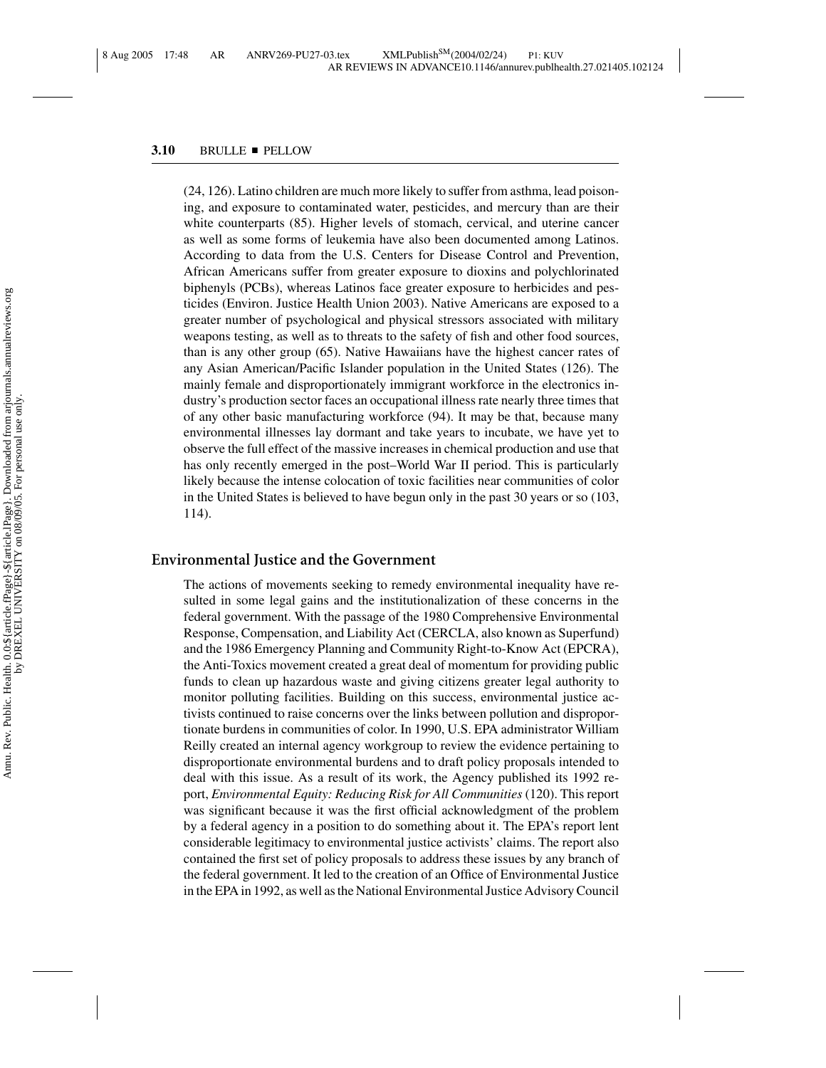(24, 126). Latino children are much more likely to suffer from asthma, lead poisoning, and exposure to contaminated water, pesticides, and mercury than are their white counterparts (85). Higher levels of stomach, cervical, and uterine cancer as well as some forms of leukemia have also been documented among Latinos. According to data from the U.S. Centers for Disease Control and Prevention, African Americans suffer from greater exposure to dioxins and polychlorinated biphenyls (PCBs), whereas Latinos face greater exposure to herbicides and pesticides (Environ. Justice Health Union 2003). Native Americans are exposed to a greater number of psychological and physical stressors associated with military weapons testing, as well as to threats to the safety of fish and other food sources, than is any other group (65). Native Hawaiians have the highest cancer rates of any Asian American/Pacific Islander population in the United States (126). The mainly female and disproportionately immigrant workforce in the electronics industry's production sector faces an occupational illness rate nearly three times that of any other basic manufacturing workforce (94). It may be that, because many environmental illnesses lay dormant and take years to incubate, we have yet to observe the full effect of the massive increases in chemical production and use that has only recently emerged in the post–World War II period. This is particularly likely because the intense colocation of toxic facilities near communities of color in the United States is believed to have begun only in the past 30 years or so (103, 114).

## Environmental Justice and the Government

The actions of movements seeking to remedy environmental inequality have resulted in some legal gains and the institutionalization of these concerns in the federal government. With the passage of the 1980 Comprehensive Environmental Response, Compensation, and Liability Act (CERCLA, also known as Superfund) and the 1986 Emergency Planning and Community Right-to-Know Act (EPCRA), the Anti-Toxics movement created a great deal of momentum for providing public funds to clean up hazardous waste and giving citizens greater legal authority to monitor polluting facilities. Building on this success, environmental justice activists continued to raise concerns over the links between pollution and disproportionate burdens in communities of color. In 1990, U.S. EPA administrator William Reilly created an internal agency workgroup to review the evidence pertaining to disproportionate environmental burdens and to draft policy proposals intended to deal with this issue. As a result of its work, the Agency published its 1992 report, *Environmental Equity: Reducing Risk for All Communities* (120). This report was significant because it was the first official acknowledgment of the problem by a federal agency in a position to do something about it. The EPA's report lent considerable legitimacy to environmental justice activists' claims. The report also contained the first set of policy proposals to address these issues by any branch of the federal government. It led to the creation of an Office of Environmental Justice in the EPA in 1992, as well as the National Environmental Justice Advisory Council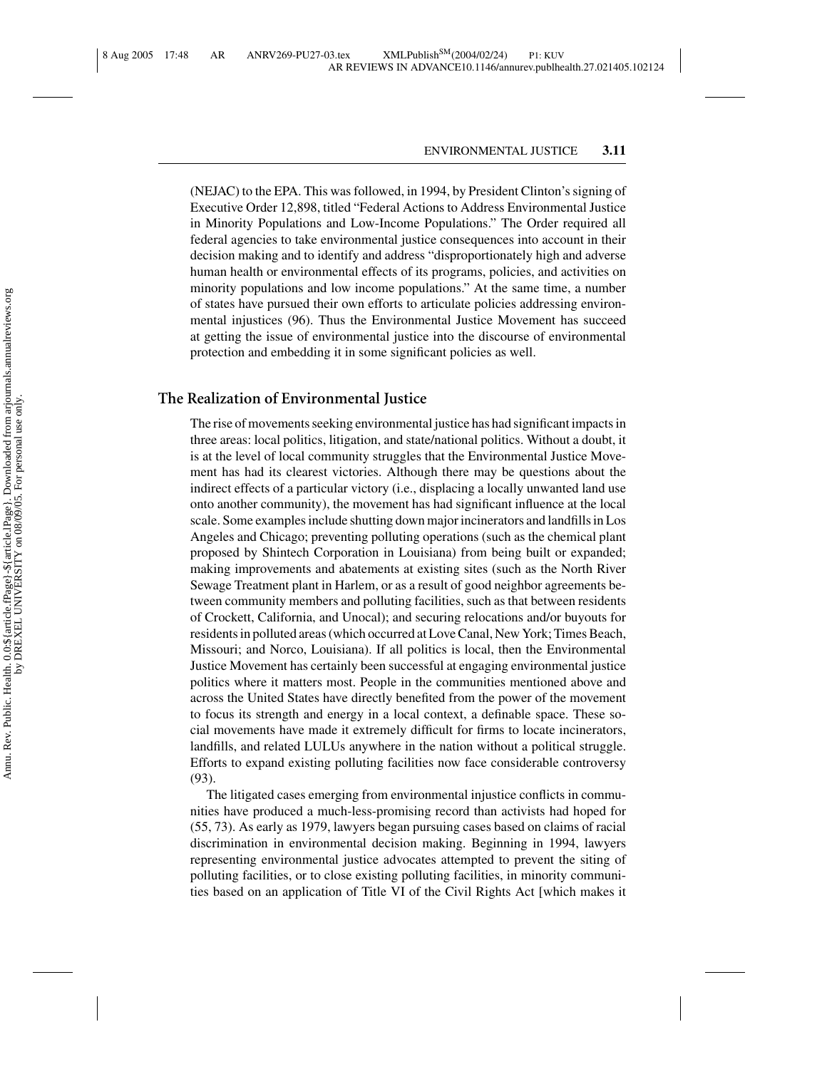(NEJAC) to the EPA. This was followed, in 1994, by President Clinton's signing of Executive Order 12,898, titled "Federal Actions to Address Environmental Justice in Minority Populations and Low-Income Populations." The Order required all federal agencies to take environmental justice consequences into account in their decision making and to identify and address "disproportionately high and adverse human health or environmental effects of its programs, policies, and activities on minority populations and low income populations." At the same time, a number of states have pursued their own efforts to articulate policies addressing environmental injustices (96). Thus the Environmental Justice Movement has succeed at getting the issue of environmental justice into the discourse of environmental protection and embedding it in some significant policies as well.

## The Realization of Environmental Justice

The rise of movements seeking environmental justice has had significant impacts in three areas: local politics, litigation, and state/national politics. Without a doubt, it is at the level of local community struggles that the Environmental Justice Movement has had its clearest victories. Although there may be questions about the indirect effects of a particular victory (i.e., displacing a locally unwanted land use onto another community), the movement has had significant influence at the local scale. Some examples include shutting down major incinerators and landfills in Los Angeles and Chicago; preventing polluting operations (such as the chemical plant proposed by Shintech Corporation in Louisiana) from being built or expanded; making improvements and abatements at existing sites (such as the North River Sewage Treatment plant in Harlem, or as a result of good neighbor agreements between community members and polluting facilities, such as that between residents of Crockett, California, and Unocal); and securing relocations and/or buyouts for residents in polluted areas (which occurred at Love Canal, New York; Times Beach, Missouri; and Norco, Louisiana). If all politics is local, then the Environmental Justice Movement has certainly been successful at engaging environmental justice politics where it matters most. People in the communities mentioned above and across the United States have directly benefited from the power of the movement to focus its strength and energy in a local context, a definable space. These social movements have made it extremely difficult for firms to locate incinerators, landfills, and related LULUs anywhere in the nation without a political struggle. Efforts to expand existing polluting facilities now face considerable controversy (93).

The litigated cases emerging from environmental injustice conflicts in communities have produced a much-less-promising record than activists had hoped for (55, 73). As early as 1979, lawyers began pursuing cases based on claims of racial discrimination in environmental decision making. Beginning in 1994, lawyers representing environmental justice advocates attempted to prevent the siting of polluting facilities, or to close existing polluting facilities, in minority communities based on an application of Title VI of the Civil Rights Act [which makes it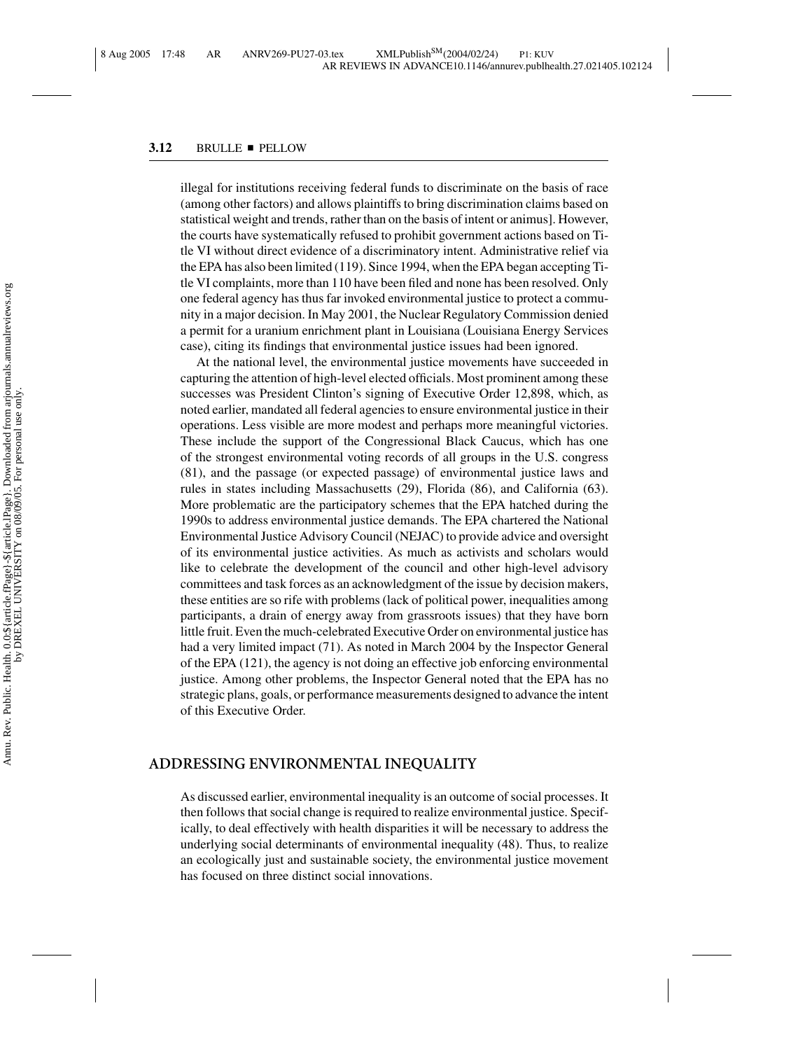illegal for institutions receiving federal funds to discriminate on the basis of race (among other factors) and allows plaintiffs to bring discrimination claims based on statistical weight and trends, rather than on the basis of intent or animus]. However, the courts have systematically refused to prohibit government actions based on Title VI without direct evidence of a discriminatory intent. Administrative relief via the EPA has also been limited (119). Since 1994, when the EPA began accepting Title VI complaints, more than 110 have been filed and none has been resolved. Only one federal agency has thus far invoked environmental justice to protect a community in a major decision. In May 2001, the Nuclear Regulatory Commission denied a permit for a uranium enrichment plant in Louisiana (Louisiana Energy Services case), citing its findings that environmental justice issues had been ignored.

At the national level, the environmental justice movements have succeeded in capturing the attention of high-level elected officials. Most prominent among these successes was President Clinton's signing of Executive Order 12,898, which, as noted earlier, mandated all federal agencies to ensure environmental justice in their operations. Less visible are more modest and perhaps more meaningful victories. These include the support of the Congressional Black Caucus, which has one of the strongest environmental voting records of all groups in the U.S. congress (81), and the passage (or expected passage) of environmental justice laws and rules in states including Massachusetts (29), Florida (86), and California (63). More problematic are the participatory schemes that the EPA hatched during the 1990s to address environmental justice demands. The EPA chartered the National Environmental Justice Advisory Council (NEJAC) to provide advice and oversight of its environmental justice activities. As much as activists and scholars would like to celebrate the development of the council and other high-level advisory committees and task forces as an acknowledgment of the issue by decision makers, these entities are so rife with problems (lack of political power, inequalities among participants, a drain of energy away from grassroots issues) that they have born little fruit. Even the much-celebrated Executive Order on environmental justice has had a very limited impact (71). As noted in March 2004 by the Inspector General of the EPA (121), the agency is not doing an effective job enforcing environmental justice. Among other problems, the Inspector General noted that the EPA has no strategic plans, goals, or performance measurements designed to advance the intent of this Executive Order.

## ADDRESSING ENVIRONMENTAL INEQUALITY

As discussed earlier, environmental inequality is an outcome of social processes. It then follows that social change is required to realize environmental justice. Specifically, to deal effectively with health disparities it will be necessary to address the underlying social determinants of environmental inequality (48). Thus, to realize an ecologically just and sustainable society, the environmental justice movement has focused on three distinct social innovations.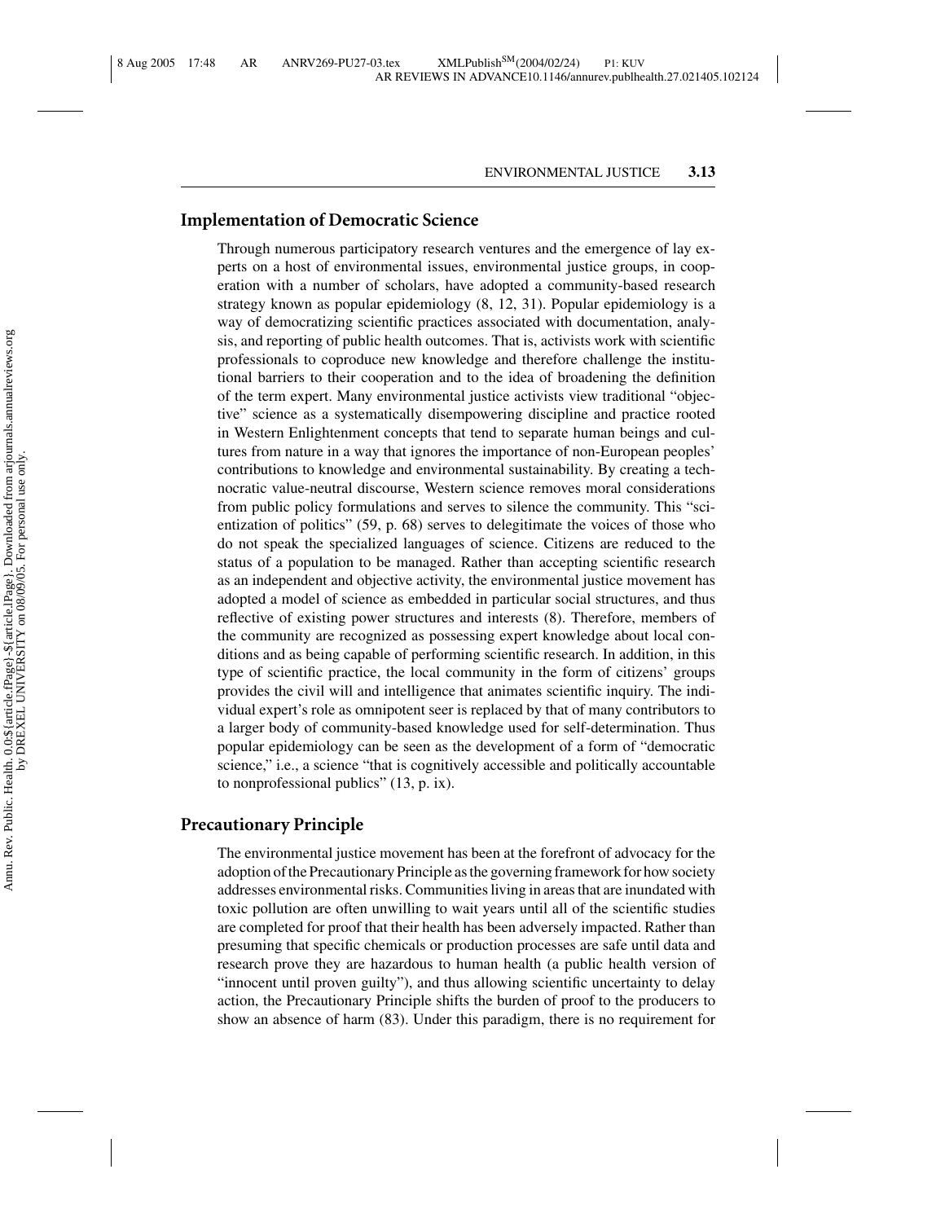## Implementation of Democratic Science

Through numerous participatory research ventures and the emergence of lay experts on a host of environmental issues, environmental justice groups, in cooperation with a number of scholars, have adopted a community-based research strategy known as popular epidemiology (8, 12, 31). Popular epidemiology is a way of democratizing scientific practices associated with documentation, analysis, and reporting of public health outcomes. That is, activists work with scientific professionals to coproduce new knowledge and therefore challenge the institutional barriers to their cooperation and to the idea of broadening the definition of the term expert. Many environmental justice activists view traditional "objective" science as a systematically disempowering discipline and practice rooted in Western Enlightenment concepts that tend to separate human beings and cultures from nature in a way that ignores the importance of non-European peoples' contributions to knowledge and environmental sustainability. By creating a technocratic value-neutral discourse, Western science removes moral considerations from public policy formulations and serves to silence the community. This "scientization of politics" (59, p. 68) serves to delegitimate the voices of those who do not speak the specialized languages of science. Citizens are reduced to the status of a population to be managed. Rather than accepting scientific research as an independent and objective activity, the environmental justice movement has adopted a model of science as embedded in particular social structures, and thus reflective of existing power structures and interests (8). Therefore, members of the community are recognized as possessing expert knowledge about local conditions and as being capable of performing scientific research. In addition, in this type of scientific practice, the local community in the form of citizens' groups provides the civil will and intelligence that animates scientific inquiry. The individual expert's role as omnipotent seer is replaced by that of many contributors to a larger body of community-based knowledge used for self-determination. Thus popular epidemiology can be seen as the development of a form of "democratic science," i.e., a science "that is cognitively accessible and politically accountable to nonprofessional publics" (13, p. ix).

## Precautionary Principle

The environmental justice movement has been at the forefront of advocacy for the adoption of the Precautionary Principle as the governing framework for how society addresses environmental risks. Communities living in areas that are inundated with toxic pollution are often unwilling to wait years until all of the scientific studies are completed for proof that their health has been adversely impacted. Rather than presuming that specific chemicals or production processes are safe until data and research prove they are hazardous to human health (a public health version of "innocent until proven guilty"), and thus allowing scientific uncertainty to delay action, the Precautionary Principle shifts the burden of proof to the producers to show an absence of harm (83). Under this paradigm, there is no requirement for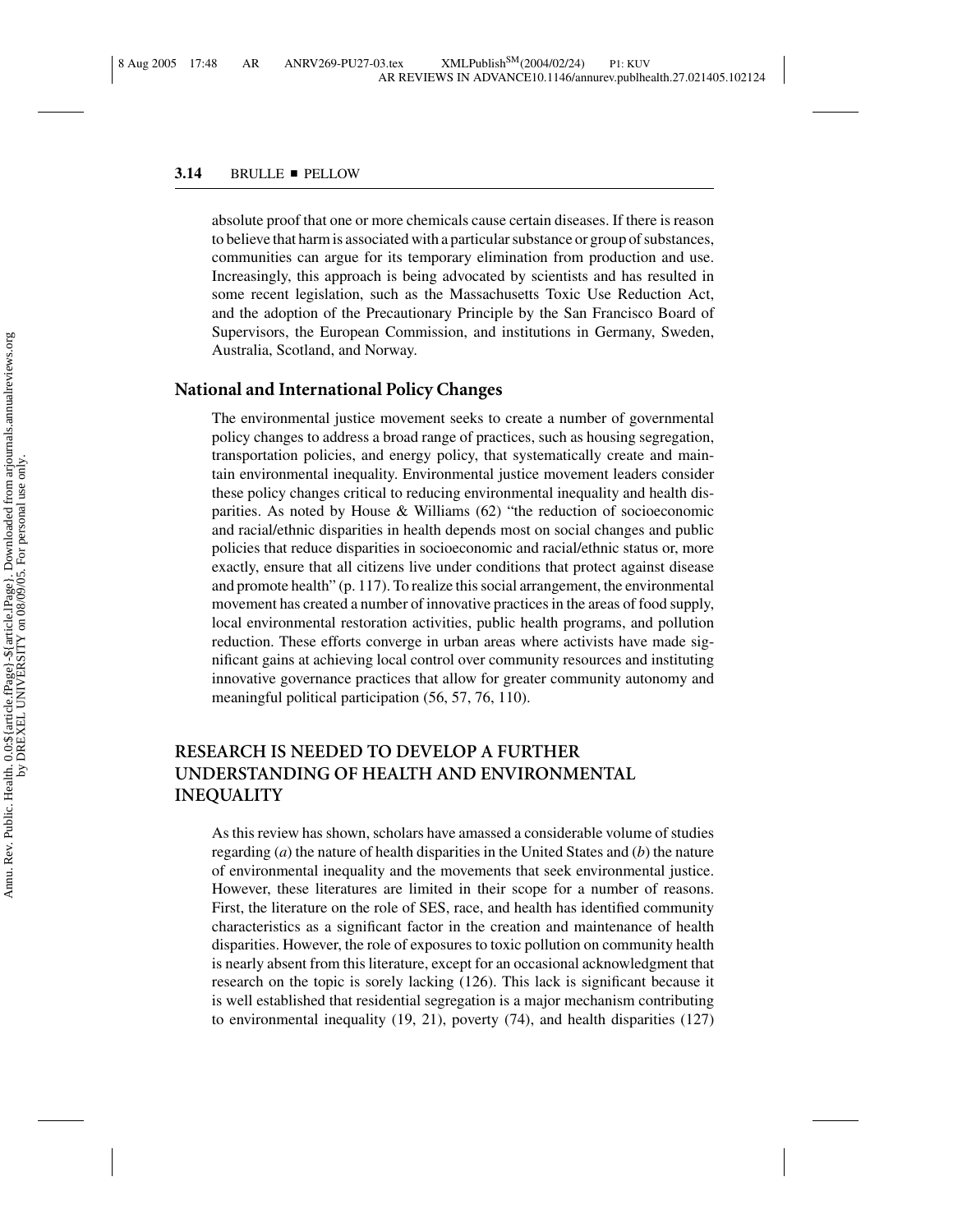absolute proof that one or more chemicals cause certain diseases. If there is reason to believe that harm is associated with a particular substance or group of substances, communities can argue for its temporary elimination from production and use. Increasingly, this approach is being advocated by scientists and has resulted in some recent legislation, such as the Massachusetts Toxic Use Reduction Act, and the adoption of the Precautionary Principle by the San Francisco Board of Supervisors, the European Commission, and institutions in Germany, Sweden, Australia, Scotland, and Norway.

### National and International Policy Changes

The environmental justice movement seeks to create a number of governmental policy changes to address a broad range of practices, such as housing segregation, transportation policies, and energy policy, that systematically create and maintain environmental inequality. Environmental justice movement leaders consider these policy changes critical to reducing environmental inequality and health disparities. As noted by House & Williams (62) "the reduction of socioeconomic and racial/ethnic disparities in health depends most on social changes and public policies that reduce disparities in socioeconomic and racial/ethnic status or, more exactly, ensure that all citizens live under conditions that protect against disease and promote health" (p. 117). To realize this social arrangement, the environmental movement has created a number of innovative practices in the areas of food supply, local environmental restoration activities, public health programs, and pollution reduction. These efforts converge in urban areas where activists have made significant gains at achieving local control over community resources and instituting innovative governance practices that allow for greater community autonomy and meaningful political participation (56, 57, 76, 110).

## RESEARCH IS NEEDED TO DEVELOP A FURTHER UNDERSTANDING OF HEALTH AND ENVIRONMENTAL INEQUALITY

As this review has shown, scholars have amassed a considerable volume of studies regarding (*a*) the nature of health disparities in the United States and (*b*) the nature of environmental inequality and the movements that seek environmental justice. However, these literatures are limited in their scope for a number of reasons. First, the literature on the role of SES, race, and health has identified community characteristics as a significant factor in the creation and maintenance of health disparities. However, the role of exposures to toxic pollution on community health is nearly absent from this literature, except for an occasional acknowledgment that research on the topic is sorely lacking (126). This lack is significant because it is well established that residential segregation is a major mechanism contributing to environmental inequality (19, 21), poverty (74), and health disparities (127)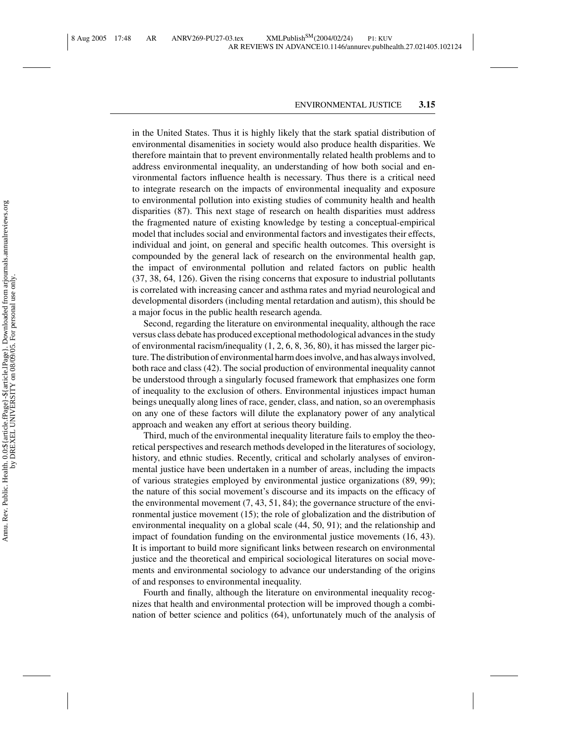in the United States. Thus it is highly likely that the stark spatial distribution of environmental disamenities in society would also produce health disparities. We therefore maintain that to prevent environmentally related health problems and to address environmental inequality, an understanding of how both social and environmental factors influence health is necessary. Thus there is a critical need to integrate research on the impacts of environmental inequality and exposure to environmental pollution into existing studies of community health and health disparities (87). This next stage of research on health disparities must address the fragmented nature of existing knowledge by testing a conceptual-empirical model that includes social and environmental factors and investigates their effects, individual and joint, on general and specific health outcomes. This oversight is compounded by the general lack of research on the environmental health gap, the impact of environmental pollution and related factors on public health (37, 38, 64, 126). Given the rising concerns that exposure to industrial pollutants is correlated with increasing cancer and asthma rates and myriad neurological and developmental disorders (including mental retardation and autism), this should be a major focus in the public health research agenda.

Second, regarding the literature on environmental inequality, although the race versus class debate has produced exceptional methodological advances in the study of environmental racism/inequality (1, 2, 6, 8, 36, 80), it has missed the larger picture. The distribution of environmental harm does involve, and has always involved, both race and class (42). The social production of environmental inequality cannot be understood through a singularly focused framework that emphasizes one form of inequality to the exclusion of others. Environmental injustices impact human beings unequally along lines of race, gender, class, and nation, so an overemphasis on any one of these factors will dilute the explanatory power of any analytical approach and weaken any effort at serious theory building.

Third, much of the environmental inequality literature fails to employ the theoretical perspectives and research methods developed in the literatures of sociology, history, and ethnic studies. Recently, critical and scholarly analyses of environmental justice have been undertaken in a number of areas, including the impacts of various strategies employed by environmental justice organizations (89, 99); the nature of this social movement's discourse and its impacts on the efficacy of the environmental movement (7, 43, 51, 84); the governance structure of the environmental justice movement (15); the role of globalization and the distribution of environmental inequality on a global scale (44, 50, 91); and the relationship and impact of foundation funding on the environmental justice movements (16, 43). It is important to build more significant links between research on environmental justice and the theoretical and empirical sociological literatures on social movements and environmental sociology to advance our understanding of the origins of and responses to environmental inequality.

Fourth and finally, although the literature on environmental inequality recognizes that health and environmental protection will be improved though a combination of better science and politics (64), unfortunately much of the analysis of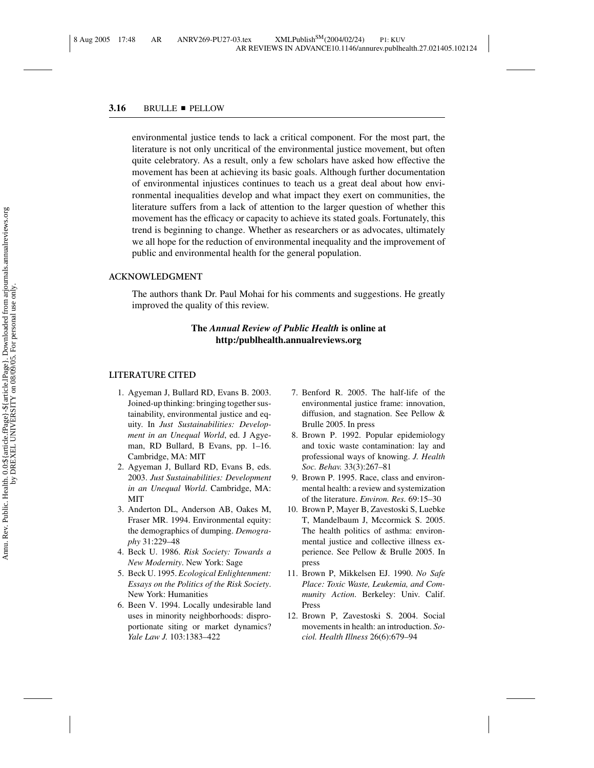environmental justice tends to lack a critical component. For the most part, the literature is not only uncritical of the environmental justice movement, but often quite celebratory. As a result, only a few scholars have asked how effective the movement has been at achieving its basic goals. Although further documentation of environmental injustices continues to teach us a great deal about how environmental inequalities develop and what impact they exert on communities, the literature suffers from a lack of attention to the larger question of whether this movement has the efficacy or capacity to achieve its stated goals. Fortunately, this trend is beginning to change. Whether as researchers or as advocates, ultimately we all hope for the reduction of environmental inequality and the improvement of public and environmental health for the general population.

## ACKNOWLEDGMENT

The authors thank Dr. Paul Mohai for his comments and suggestions. He greatly improved the quality of this review.

**The *Annual Review of Public Health* is online at http:/publhealth.annualreviews.org**

## LITERATURE CITED

1. Agyeman J, Bullard RD, Evans B. 2003. Joined-up thinking: bringing together sustainability, environmental justice and equity. In *Just Sustainabilities: Development in an Unequal World*, ed. J Agyeman, RD Bullard, B Evans, pp. 1–16. Cambridge, MA: MIT
2. Agyeman J, Bullard RD, Evans B, eds. 2003. *Just Sustainabilities: Development in an Unequal World*. Cambridge, MA: MIT
3. Anderton DL, Anderson AB, Oakes M, Fraser MR. 1994. Environmental equity: the demographics of dumping. *Demography* 31:229–48
4. Beck U. 1986. *Risk Society: Towards a New Modernity*. New York: Sage
5. Beck U. 1995. *Ecological Enlightenment: Essays on the Politics of the Risk Society*. New York: Humanities
6. Been V. 1994. Locally undesirable land uses in minority neighborhoods: disproportionate siting or market dynamics? *Yale Law J.* 103:1383–422
7. Benford R. 2005. The half-life of the environmental justice frame: innovation, diffusion, and stagnation. See Pellow & Brulle 2005. In press
8. Brown P. 1992. Popular epidemiology and toxic waste contamination: lay and professional ways of knowing. *J. Health Soc. Behav.* 33(3):267–81
9. Brown P. 1995. Race, class and environmental health: a review and systemization of the literature. *Environ. Res.* 69:15–30
10. Brown P, Mayer B, Zavestoski S, Luebke T, Mandelbaum J, Mccormick S. 2005. The health politics of asthma: environmental justice and collective illness experience. See Pellow & Brulle 2005. In press
11. Brown P, Mikkelsen EJ. 1990. *No Safe Place: Toxic Waste, Leukemia, and Community Action*. Berkeley: Univ. Calif. Press
12. Brown P, Zavestoski S. 2004. Social movements in health: an introduction. *Sociol. Health Illness* 26(6):679–94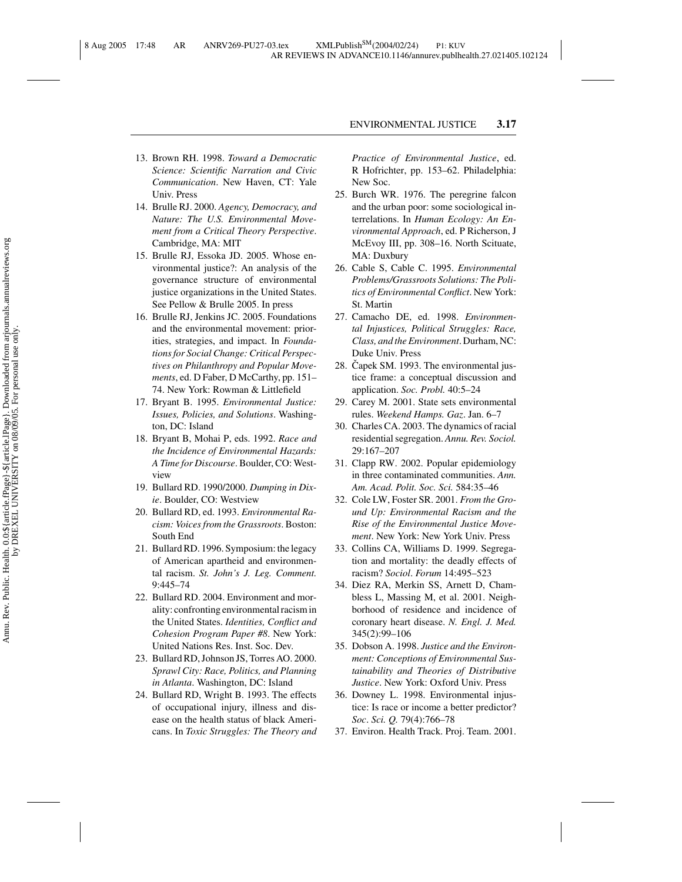13. Brown RH. 1998. *Toward a Democratic Science: Scientific Narration and Civic Communication*. New Haven, CT: Yale Univ. Press
14. Brulle RJ. 2000. *Agency, Democracy, and Nature: The U.S. Environmental Movement from a Critical Theory Perspective*. Cambridge, MA: MIT
15. Brulle RJ, Essoka JD. 2005. Whose environmental justice?: An analysis of the governance structure of environmental justice organizations in the United States. See Pellow & Brulle 2005. In press
16. Brulle RJ, Jenkins JC. 2005. Foundations and the environmental movement: priorities, strategies, and impact. In *Foundations for Social Change: Critical Perspectives on Philanthropy and Popular Movements*, ed. D Faber, D McCarthy, pp. 151–74. New York: Rowman & Littlefield
17. Bryant B. 1995. *Environmental Justice: Issues, Policies, and Solutions*. Washington, DC: Island
18. Bryant B, Mohai P, eds. 1992. *Race and the Incidence of Environmental Hazards: A Time for Discourse*. Boulder, CO: Westview
19. Bullard RD. 1990/2000. *Dumping in Dixie*. Boulder, CO: Westview
20. Bullard RD, ed. 1993. *Environmental Racism: Voices from the Grassroots*. Boston: South End
21. Bullard RD. 1996. Symposium: the legacy of American apartheid and environmental racism. *St. John's J. Leg. Comment.* 9:445–74
22. Bullard RD. 2004. Environment and morality: confronting environmental racism in the United States. *Identities, Conflict and Cohesion Program Paper #8*. New York: United Nations Res. Inst. Soc. Dev.
23. Bullard RD, Johnson JS, Torres AO. 2000. *Sprawl City: Race, Politics, and Planning in Atlanta*. Washington, DC: Island
24. Bullard RD, Wright B. 1993. The effects of occupational injury, illness and disease on the health status of black Americans. In *Toxic Struggles: The Theory and Practice of Environmental Justice*, ed. R Hofrichter, pp. 153–62. Philadelphia: New Soc.
25. Burch WR. 1976. The peregrine falcon and the urban poor: some sociological interrelations. In *Human Ecology: An Environmental Approach*, ed. P Richerson, J McEvoy III, pp. 308–16. North Scituate, MA: Duxbury
26. Cable S, Cable C. 1995. *Environmental Problems/Grassroots Solutions: The Politics of Environmental Conflict*. New York: St. Martin
27. Camacho DE, ed. 1998. *Environmental Injustices, Political Struggles: Race, Class, and the Environment*. Durham, NC: Duke Univ. Press
28. Čapek SM. 1993. The environmental justice frame: a conceptual discussion and application. *Soc. Probl.* 40:5–24
29. Carey M. 2001. State sets environmental rules. *Weekend Hamps. Gaz.* Jan. 6–7
30. Charles CA. 2003. The dynamics of racial residential segregation. *Annu. Rev. Sociol.* 29:167–207
31. Clapp RW. 2002. Popular epidemiology in three contaminated communities. *Ann. Am. Acad. Polit. Soc. Sci.* 584:35–46
32. Cole LW, Foster SR. 2001. *From the Ground Up: Environmental Racism and the Rise of the Environmental Justice Movement*. New York: New York Univ. Press
33. Collins CA, Williams D. 1999. Segregation and mortality: the deadly effects of racism? *Sociol. Forum* 14:495–523
34. Diez RA, Merkin SS, Arnett D, Chambless L, Massing M, et al. 2001. Neighborhood of residence and incidence of coronary heart disease. *N. Engl. J. Med.* 345(2):99–106
35. Dobson A. 1998. *Justice and the Environment: Conceptions of Environmental Sustainability and Theories of Distributive Justice*. New York: Oxford Univ. Press
36. Downey L. 1998. Environmental injustice: Is race or income a better predictor? *Soc. Sci. Q.* 79(4):766–78
37. Environ. Health Track. Proj. Team. 2001.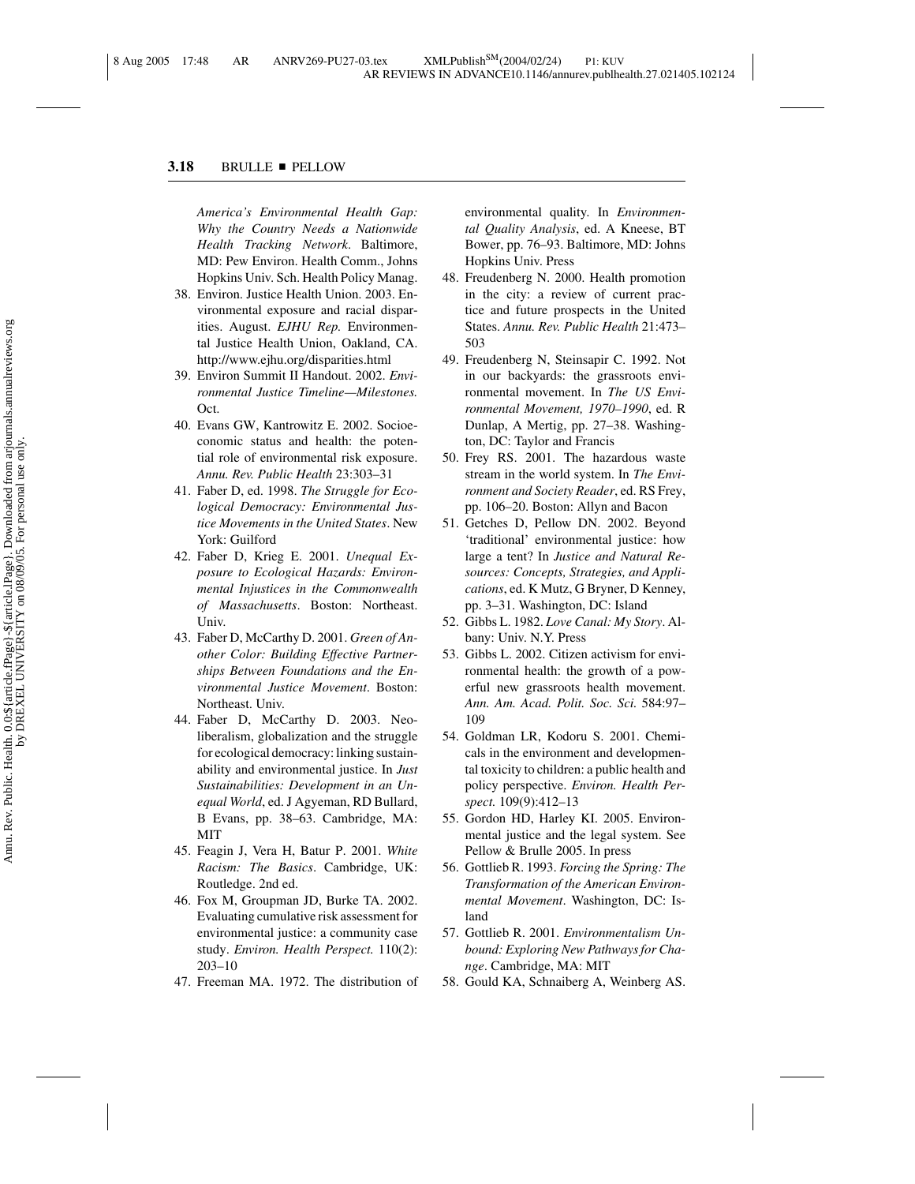*America's Environmental Health Gap: Why the Country Needs a Nationwide Health Tracking Network*. Baltimore, MD: Pew Environ. Health Comm., Johns Hopkins Univ. Sch. Health Policy Manag.

38. Environ. Justice Health Union. 2003. Environmental exposure and racial disparities. August. *EJHU Rep.* Environmental Justice Health Union, Oakland, CA. http://www.ejhu.org/disparities.html
39. Environ Summit II Handout. 2002. *Environmental Justice Timeline—Milestones.* Oct.
40. Evans GW, Kantrowitz E. 2002. Socioeconomic status and health: the potential role of environmental risk exposure. *Annu. Rev. Public Health* 23:303–31
41. Faber D, ed. 1998. *The Struggle for Ecological Democracy: Environmental Justice Movements in the United States*. New York: Guilford
42. Faber D, Krieg E. 2001. *Unequal Exposure to Ecological Hazards: Environmental Injustices in the Commonwealth of Massachusetts*. Boston: Northeast. Univ.
43. Faber D, McCarthy D. 2001. *Green of Another Color: Building Effective Partnerships Between Foundations and the Environmental Justice Movement*. Boston: Northeast. Univ.
44. Faber D, McCarthy D. 2003. Neoliberalism, globalization and the struggle for ecological democracy: linking sustainability and environmental justice. In *Just Sustainabilities: Development in an Unequal World*, ed. J Agyeman, RD Bullard, B Evans, pp. 38–63. Cambridge, MA: MIT
45. Feagin J, Vera H, Batur P. 2001. *White Racism: The Basics*. Cambridge, UK: Routledge. 2nd ed.
46. Fox M, Groupman JD, Burke TA. 2002. Evaluating cumulative risk assessment for environmental justice: a community case study. *Environ. Health Perspect.* 110(2): 203–10
47. Freeman MA. 1972. The distribution of environmental quality. In *Environmental Quality Analysis*, ed. A Kneese, BT Bower, pp. 76–93. Baltimore, MD: Johns Hopkins Univ. Press
48. Freudenberg N. 2000. Health promotion in the city: a review of current practice and future prospects in the United States. *Annu. Rev. Public Health* 21:473–503
49. Freudenberg N, Steinsapir C. 1992. Not in our backyards: the grassroots environmental movement. In *The US Environmental Movement, 1970–1990*, ed. R Dunlap, A Mertig, pp. 27–38. Washington, DC: Taylor and Francis
50. Frey RS. 2001. The hazardous waste stream in the world system. In *The Environment and Society Reader*, ed. RS Frey, pp. 106–20. Boston: Allyn and Bacon
51. Getches D, Pellow DN. 2002. Beyond 'traditional' environmental justice: how large a tent? In *Justice and Natural Resources: Concepts, Strategies, and Applications*, ed. K Mutz, G Bryner, D Kenney, pp. 3–31. Washington, DC: Island
52. Gibbs L. 1982. *Love Canal: My Story*. Albany: Univ. N.Y. Press
53. Gibbs L. 2002. Citizen activism for environmental health: the growth of a powerful new grassroots health movement. *Ann. Am. Acad. Polit. Soc. Sci.* 584:97–109
54. Goldman LR, Kodoru S. 2001. Chemicals in the environment and developmental toxicity to children: a public health and policy perspective. *Environ. Health Perspect.* 109(9):412–13
55. Gordon HD, Harley KI. 2005. Environmental justice and the legal system. See Pellow & Brulle 2005. In press
56. Gottlieb R. 1993. *Forcing the Spring: The Transformation of the American Environmental Movement*. Washington, DC: Island
57. Gottlieb R. 2001. *Environmentalism Unbound: Exploring New Pathways for Change*. Cambridge, MA: MIT
58. Gould KA, Schnaiberg A, Weinberg AS.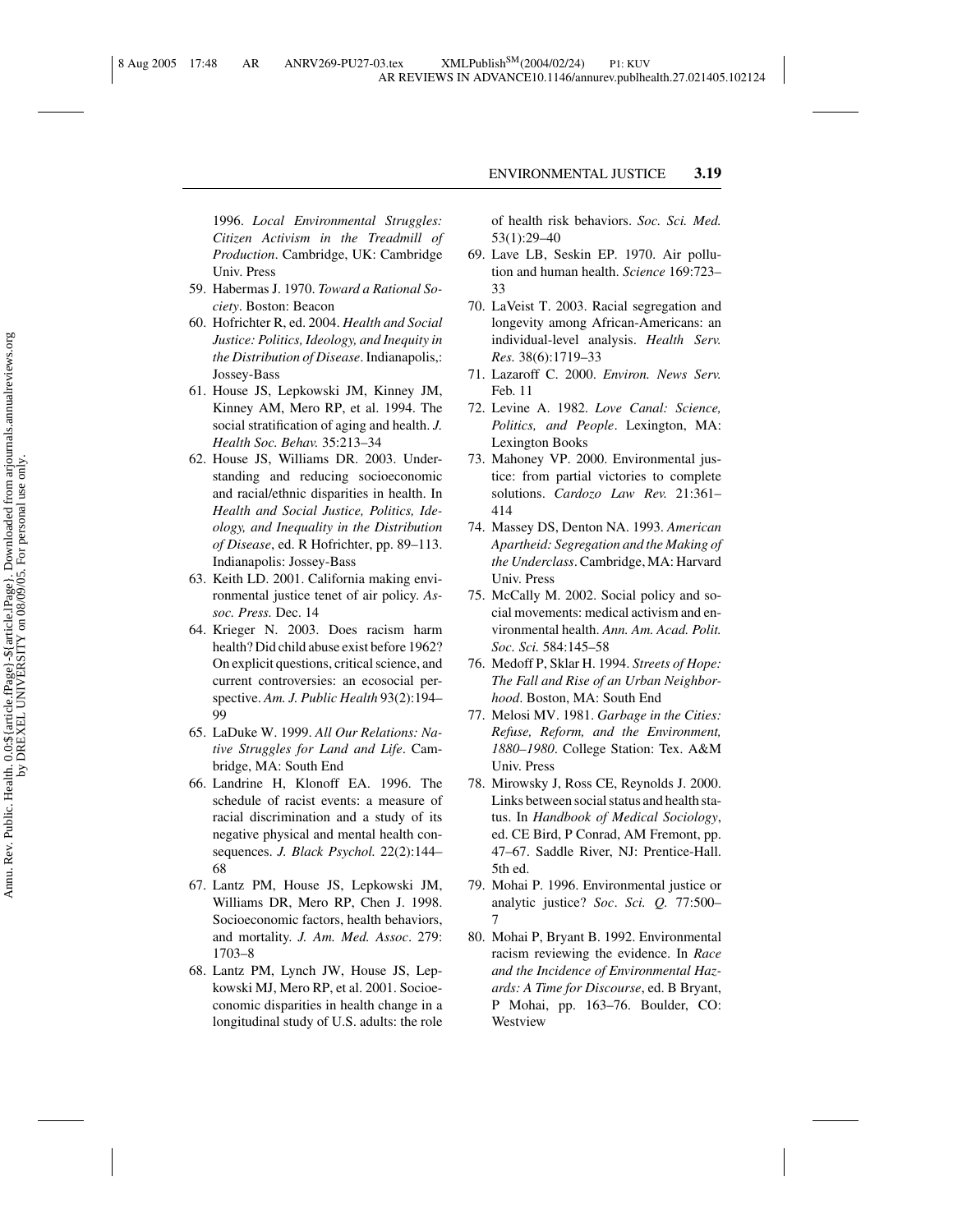1996. *Local Environmental Struggles: Citizen Activism in the Treadmill of Production*. Cambridge, UK: Cambridge Univ. Press

59. Habermas J. 1970. *Toward a Rational Society*. Boston: Beacon
60. Hofrichter R, ed. 2004. *Health and Social Justice: Politics, Ideology, and Inequity in the Distribution of Disease*. Indianapolis,: Jossey-Bass
61. House JS, Lepkowski JM, Kinney JM, Kinney AM, Mero RP, et al. 1994. The social stratification of aging and health. *J. Health Soc. Behav.* 35:213–34
62. House JS, Williams DR. 2003. Understanding and reducing socioeconomic and racial/ethnic disparities in health. In *Health and Social Justice, Politics, Ideology, and Inequality in the Distribution of Disease*, ed. R Hofrichter, pp. 89–113. Indianapolis: Jossey-Bass
63. Keith LD. 2001. California making environmental justice tenet of air policy. *Assoc. Press.* Dec. 14
64. Krieger N. 2003. Does racism harm health? Did child abuse exist before 1962? On explicit questions, critical science, and current controversies: an ecosocial perspective. *Am. J. Public Health* 93(2):194–99
65. LaDuke W. 1999. *All Our Relations: Native Struggles for Land and Life*. Cambridge, MA: South End
66. Landrine H, Klonoff EA. 1996. The schedule of racist events: a measure of racial discrimination and a study of its negative physical and mental health consequences. *J. Black Psychol.* 22(2):144–68
67. Lantz PM, House JS, Lepkowski JM, Williams DR, Mero RP, Chen J. 1998. Socioeconomic factors, health behaviors, and mortality. *J. Am. Med. Assoc*. 279: 1703–8
68. Lantz PM, Lynch JW, House JS, Lepkowski MJ, Mero RP, et al. 2001. Socioeconomic disparities in health change in a longitudinal study of U.S. adults: the role of health risk behaviors. *Soc. Sci. Med.* 53(1):29–40
69. Lave LB, Seskin EP. 1970. Air pollution and human health. *Science* 169:723–33
70. LaVeist T. 2003. Racial segregation and longevity among African-Americans: an individual-level analysis. *Health Serv. Res.* 38(6):1719–33
71. Lazaroff C. 2000. *Environ. News Serv.* Feb. 11
72. Levine A. 1982. *Love Canal: Science, Politics, and People*. Lexington, MA: Lexington Books
73. Mahoney VP. 2000. Environmental justice: from partial victories to complete solutions. *Cardozo Law Rev.* 21:361–414
74. Massey DS, Denton NA. 1993. *American Apartheid: Segregation and the Making of the Underclass*. Cambridge, MA: Harvard Univ. Press
75. McCally M. 2002. Social policy and social movements: medical activism and environmental health. *Ann. Am. Acad. Polit. Soc. Sci.* 584:145–58
76. Medoff P, Sklar H. 1994. *Streets of Hope: The Fall and Rise of an Urban Neighborhood*. Boston, MA: South End
77. Melosi MV. 1981. *Garbage in the Cities: Refuse, Reform, and the Environment, 1880–1980*. College Station: Tex. A&M Univ. Press
78. Mirowsky J, Ross CE, Reynolds J. 2000. Links between social status and health status. In *Handbook of Medical Sociology*, ed. CE Bird, P Conrad, AM Fremont, pp. 47–67. Saddle River, NJ: Prentice-Hall. 5th ed.
79. Mohai P. 1996. Environmental justice or analytic justice? *Soc. Sci. Q.* 77:500–7
80. Mohai P, Bryant B. 1992. Environmental racism reviewing the evidence. In *Race and the Incidence of Environmental Hazards: A Time for Discourse*, ed. B Bryant, P Mohai, pp. 163–76. Boulder, CO: Westview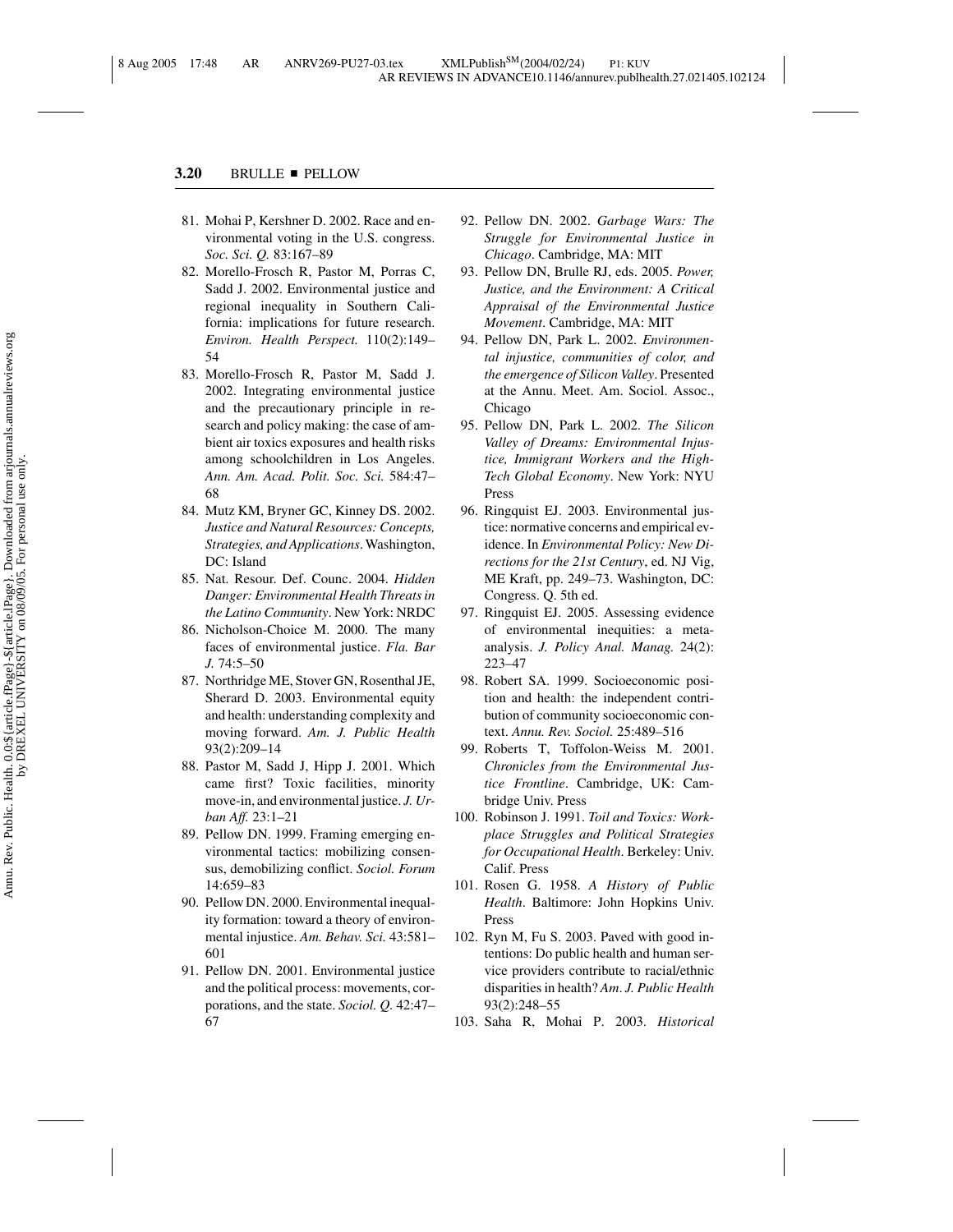81. Mohai P, Kershner D. 2002. Race and environmental voting in the U.S. congress. *Soc. Sci. Q.* 83:167–89
82. Morello-Frosch R, Pastor M, Porras C, Sadd J. 2002. Environmental justice and regional inequality in Southern California: implications for future research. *Environ. Health Perspect.* 110(2):149–54
83. Morello-Frosch R, Pastor M, Sadd J. 2002. Integrating environmental justice and the precautionary principle in research and policy making: the case of ambient air toxics exposures and health risks among schoolchildren in Los Angeles. *Ann. Am. Acad. Polit. Soc. Sci.* 584:47–68
84. Mutz KM, Bryner GC, Kinney DS. 2002. *Justice and Natural Resources: Concepts, Strategies, and Applications*. Washington, DC: Island
85. Nat. Resour. Def. Counc. 2004. *Hidden Danger: Environmental Health Threats in the Latino Community*. New York: NRDC
86. Nicholson-Choice M. 2000. The many faces of environmental justice. *Fla. Bar J.* 74:5–50
87. Northridge ME, Stover GN, Rosenthal JE, Sherard D. 2003. Environmental equity and health: understanding complexity and moving forward. *Am. J. Public Health* 93(2):209–14
88. Pastor M, Sadd J, Hipp J. 2001. Which came first? Toxic facilities, minority move-in, and environmental justice. *J. Urban Aff.* 23:1–21
89. Pellow DN. 1999. Framing emerging environmental tactics: mobilizing consensus, demobilizing conflict. *Sociol. Forum* 14:659–83
90. Pellow DN. 2000. Environmental inequality formation: toward a theory of environmental injustice. *Am. Behav. Sci.* 43:581–601
91. Pellow DN. 2001. Environmental justice and the political process: movements, corporations, and the state. *Sociol. Q.* 42:47–67
92. Pellow DN. 2002. *Garbage Wars: The Struggle for Environmental Justice in Chicago*. Cambridge, MA: MIT
93. Pellow DN, Brulle RJ, eds. 2005. *Power, Justice, and the Environment: A Critical Appraisal of the Environmental Justice Movement*. Cambridge, MA: MIT
94. Pellow DN, Park L. 2002. *Environmental injustice, communities of color, and the emergence of Silicon Valley*. Presented at the Annu. Meet. Am. Sociol. Assoc., Chicago
95. Pellow DN, Park L. 2002. *The Silicon Valley of Dreams: Environmental Injustice, Immigrant Workers and the High-Tech Global Economy*. New York: NYU Press
96. Ringquist EJ. 2003. Environmental justice: normative concerns and empirical evidence. In *Environmental Policy: New Directions for the 21st Century*, ed. NJ Vig, ME Kraft, pp. 249–73. Washington, DC: Congress. Q. 5th ed.
97. Ringquist EJ. 2005. Assessing evidence of environmental inequities: a meta-analysis. *J. Policy Anal. Manag.* 24(2): 223–47
98. Robert SA. 1999. Socioeconomic position and health: the independent contribution of community socioeconomic context. *Annu. Rev. Sociol.* 25:489–516
99. Roberts T, Toffolon-Weiss M. 2001. *Chronicles from the Environmental Justice Frontline*. Cambridge, UK: Cambridge Univ. Press
100. Robinson J. 1991. *Toil and Toxics: Workplace Struggles and Political Strategies for Occupational Health*. Berkeley: Univ. Calif. Press
101. Rosen G. 1958. *A History of Public Health*. Baltimore: John Hopkins Univ. Press
102. Ryn M, Fu S. 2003. Paved with good intentions: Do public health and human service providers contribute to racial/ethnic disparities in health? *Am. J. Public Health* 93(2):248–55
103. Saha R, Mohai P. 2003. *Historical*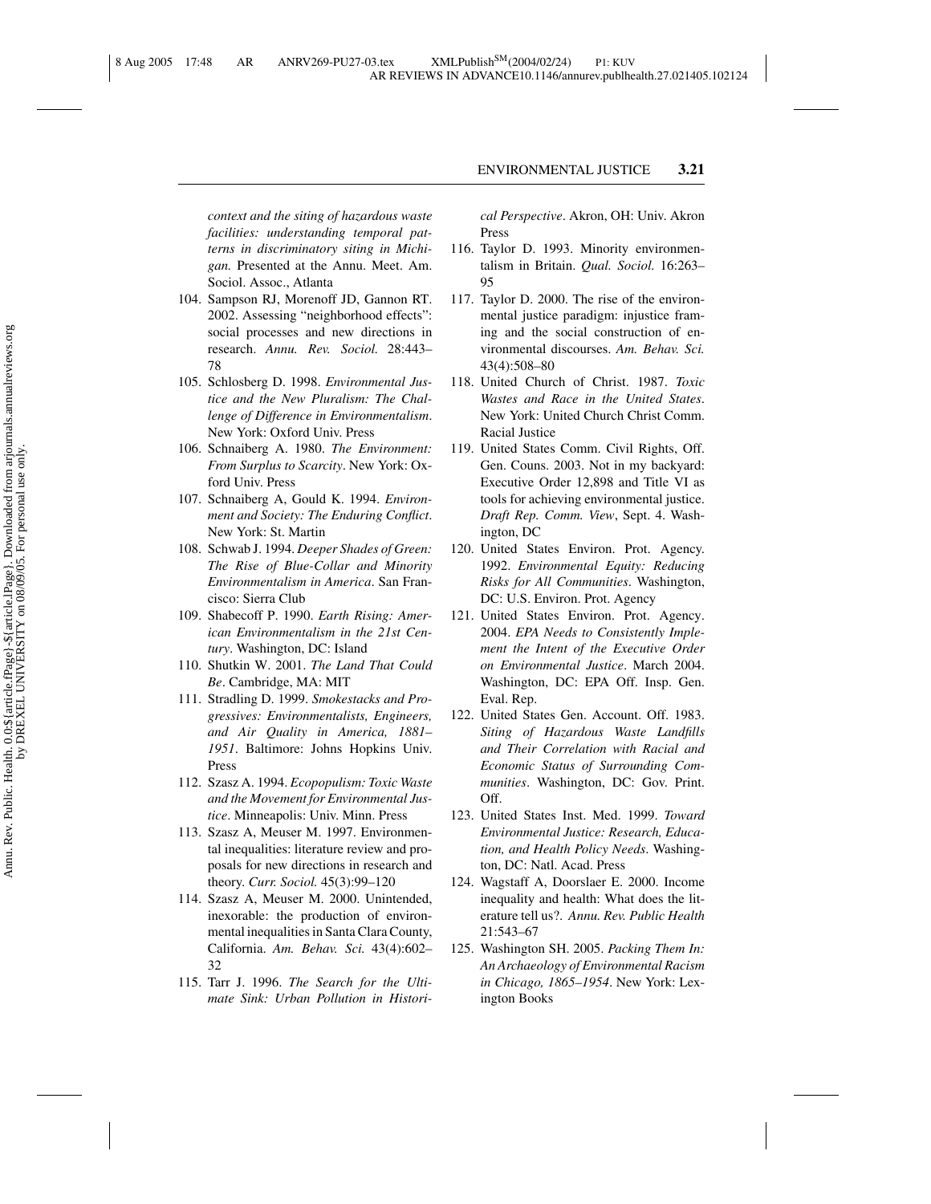*context and the siting of hazardous waste facilities: understanding temporal patterns in discriminatory siting in Michigan.* Presented at the Annu. Meet. Am. Sociol. Assoc., Atlanta

104. Sampson RJ, Morenoff JD, Gannon RT. 2002. Assessing "neighborhood effects": social processes and new directions in research. *Annu. Rev. Sociol.* 28:443–78
105. Schlosberg D. 1998. *Environmental Justice and the New Pluralism: The Challenge of Difference in Environmentalism*. New York: Oxford Univ. Press
106. Schnaiberg A. 1980. *The Environment: From Surplus to Scarcity*. New York: Oxford Univ. Press
107. Schnaiberg A, Gould K. 1994. *Environment and Society: The Enduring Conflict*. New York: St. Martin
108. Schwab J. 1994. *Deeper Shades of Green: The Rise of Blue-Collar and Minority Environmentalism in America*. San Francisco: Sierra Club
109. Shabecoff P. 1990. *Earth Rising: American Environmentalism in the 21st Century*. Washington, DC: Island
110. Shutkin W. 2001. *The Land That Could Be*. Cambridge, MA: MIT
111. Stradling D. 1999. *Smokestacks and Progressives: Environmentalists, Engineers, and Air Quality in America, 1881–1951*. Baltimore: Johns Hopkins Univ. Press
112. Szasz A. 1994. *Ecopopulism: Toxic Waste and the Movement for Environmental Justice*. Minneapolis: Univ. Minn. Press
113. Szasz A, Meuser M. 1997. Environmental inequalities: literature review and proposals for new directions in research and theory. *Curr. Sociol.* 45(3):99–120
114. Szasz A, Meuser M. 2000. Unintended, inexorable: the production of environmental inequalities in Santa Clara County, California. *Am. Behav. Sci.* 43(4):602–32
115. Tarr J. 1996. *The Search for the Ultimate Sink: Urban Pollution in Historical Perspective*. Akron, OH: Univ. Akron Press
116. Taylor D. 1993. Minority environmentalism in Britain. *Qual. Sociol.* 16:263–95
117. Taylor D. 2000. The rise of the environmental justice paradigm: injustice framing and the social construction of environmental discourses. *Am. Behav. Sci.* 43(4):508–80
118. United Church of Christ. 1987. *Toxic Wastes and Race in the United States*. New York: United Church Christ Comm. Racial Justice
119. United States Comm. Civil Rights, Off. Gen. Couns. 2003. Not in my backyard: Executive Order 12,898 and Title VI as tools for achieving environmental justice. *Draft Rep. Comm. View*, Sept. 4. Washington, DC
120. United States Environ. Prot. Agency. 1992. *Environmental Equity: Reducing Risks for All Communities*. Washington, DC: U.S. Environ. Prot. Agency
121. United States Environ. Prot. Agency. 2004. *EPA Needs to Consistently Implement the Intent of the Executive Order on Environmental Justice*. March 2004. Washington, DC: EPA Off. Insp. Gen. Eval. Rep.
122. United States Gen. Account. Off. 1983. *Siting of Hazardous Waste Landfills and Their Correlation with Racial and Economic Status of Surrounding Communities*. Washington, DC: Gov. Print. Off.
123. United States Inst. Med. 1999. *Toward Environmental Justice: Research, Education, and Health Policy Needs*. Washington, DC: Natl. Acad. Press
124. Wagstaff A, Doorslaer E. 2000. Income inequality and health: What does the literature tell us?. *Annu. Rev. Public Health* 21:543–67
125. Washington SH. 2005. *Packing Them In: An Archaeology of Environmental Racism in Chicago, 1865–1954*. New York: Lexington Books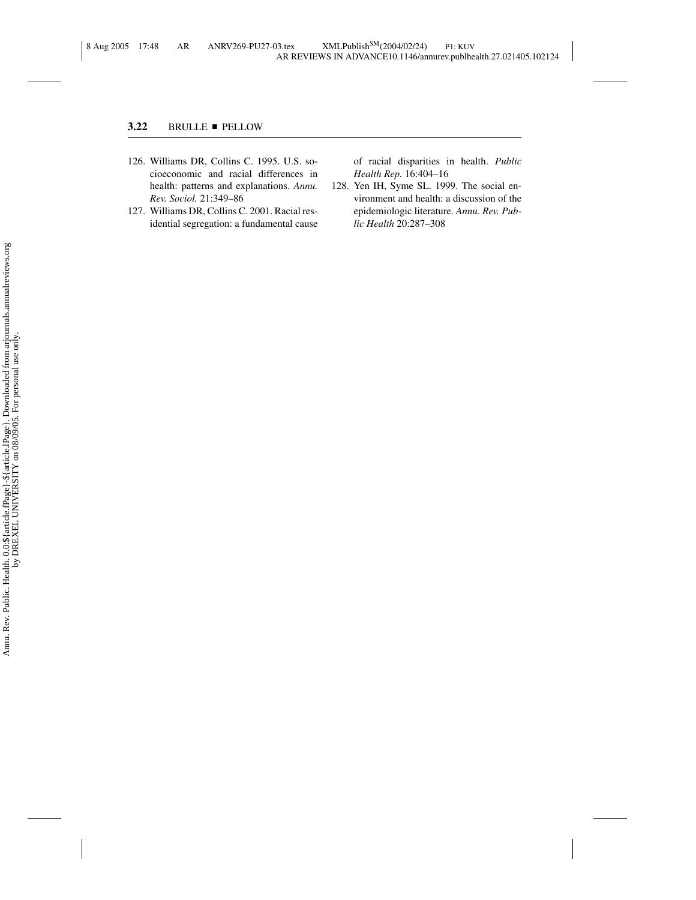126. Williams DR, Collins C. 1995. U.S. socioeconomic and racial differences in health: patterns and explanations. *Annu. Rev. Sociol.* 21:349–86
127. Williams DR, Collins C. 2001. Racial residential segregation: a fundamental cause of racial disparities in health. *Public Health Rep.* 16:404–16
128. Yen IH, Syme SL. 1999. The social environment and health: a discussion of the epidemiologic literature. *Annu. Rev. Public Health* 20:287–308